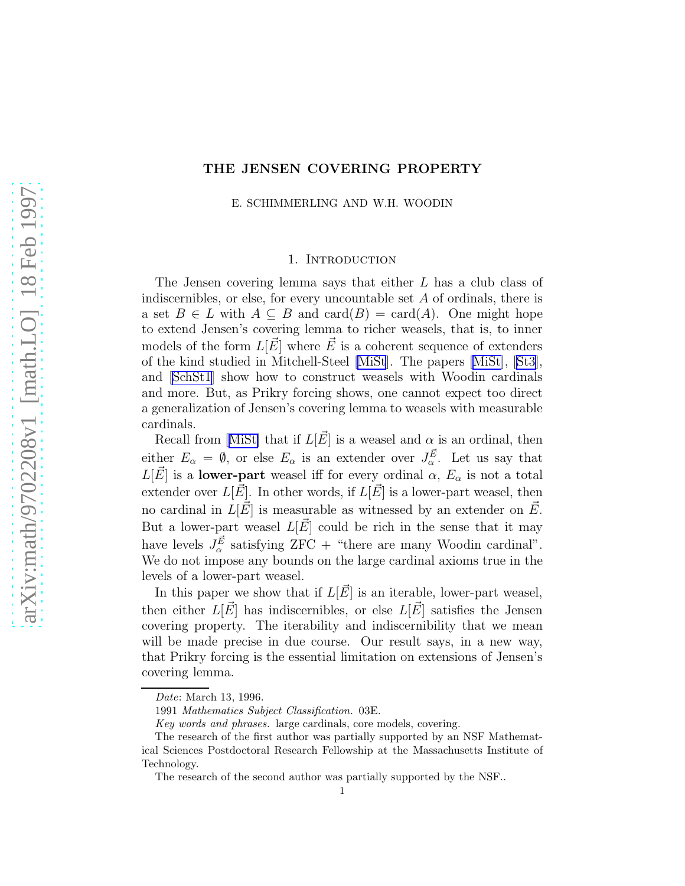# THE JENSEN COVERING PROPERTY

E. SCHIMMERLING AND W.H. WOODIN

## 1. Introduction

The Jensen covering lemma says that either $L$ has a club class of indiscernibles, or else, for every uncountable set $A$ of ordinals, there is a set $B \in L$ with $A \subseteq B$ and $\text{card}(B) = \text{card}(A)$. One might hope to extend Jensen's covering lemma to richer weasels, that is, to inner models of the form $L[\vec{E}]$ where $\vec{E}$ is a coherent sequence of extenders of the kind studied in Mitchell-Steel [MiSt]. The papers [MiSt], [St3], and [SchSt1] show how to construct weasels with Woodin cardinals and more. But, as Prikry forcing shows, one cannot expect too direct a generalization of Jensen's covering lemma to weasels with measurable cardinals.

Recall from [MiSt] that if $L[\vec{E}]$ is a weasel and $\alpha$ is an ordinal, then either $E_\alpha = \emptyset$, or else $E_\alpha$ is an extender over $J^{\vec{E}}_\alpha$. Let us say that $L[\vec{E}]$ is a **lower-part** weasel iff for every ordinal $\alpha$, $E_\alpha$ is not a total extender over $L[\vec{E}]$. In other words, if $L[\vec{E}]$ is a lower-part weasel, then no cardinal in $L[\vec{E}]$ is measurable as witnessed by an extender on $\vec{E}$. But a lower-part weasel $L[\vec{E}]$ could be rich in the sense that it may have levels $J^{\vec{E}}_\alpha$ satisfying ZFC + "there are many Woodin cardinal". We do not impose any bounds on the large cardinal axioms true in the levels of a lower-part weasel.

In this paper we show that if $L[\vec{E}]$ is an iterable, lower-part weasel, then either $L[\vec{E}]$ has indiscernibles, or else $L[\vec{E}]$ satisfies the Jensen covering property. The iterability and indiscernibility that we mean will be made precise in due course. Our result says, in a new way, that Prikry forcing is the essential limitation on extensions of Jensen's covering lemma.

*Date*: March 13, 1996.

1991 *Mathematics Subject Classification.* 03E.

*Key words and phrases.* large cardinals, core models, covering.

The research of the first author was partially supported by an NSF Mathematical Sciences Postdoctoral Research Fellowship at the Massachusetts Institute of Technology.

The research of the second author was partially supported by the NSF..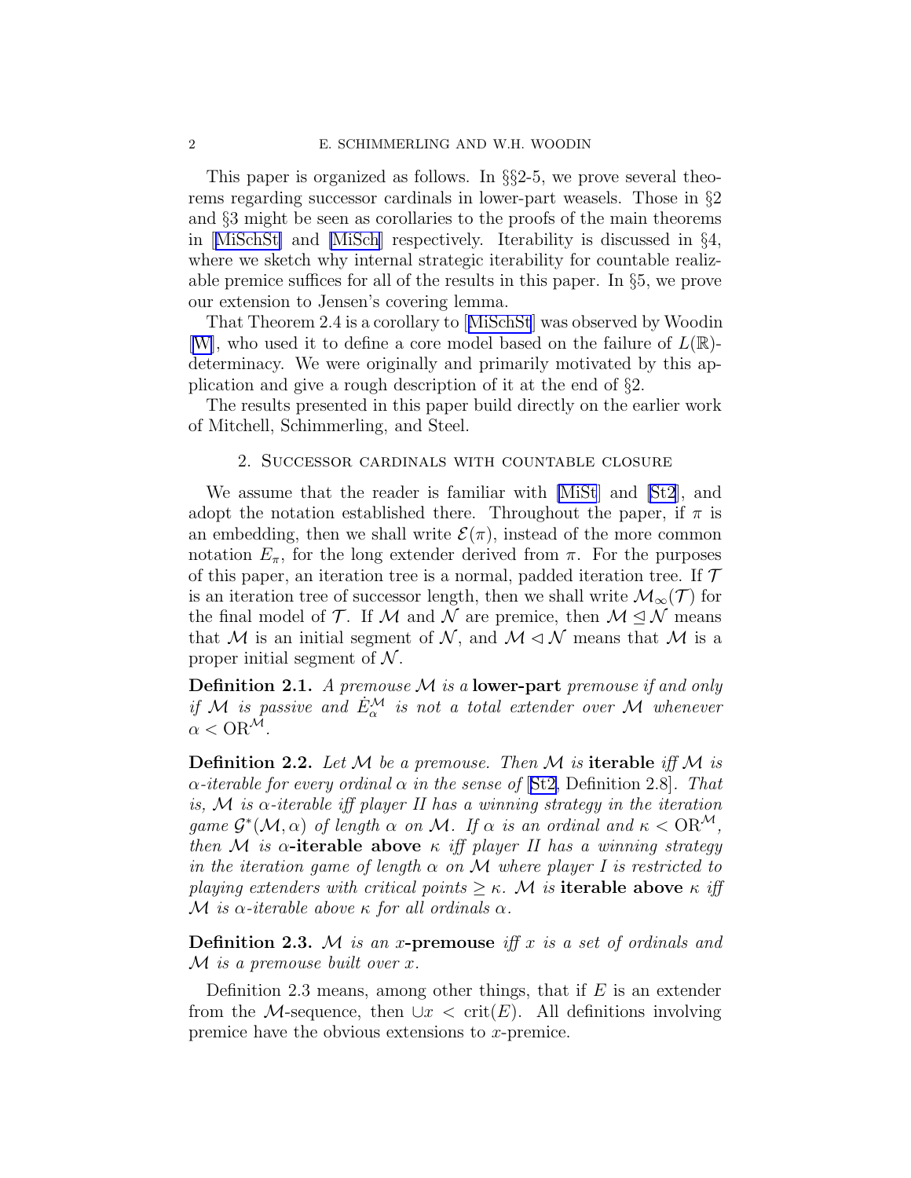This paper is organized as follows. In §§2-5, we prove several theorems regarding successor cardinals in lower-part weasels. Those in §2 and §3 might be seen as corollaries to the proofs of the main theorems in [MiSchSt] and [MiSch] respectively. Iterability is discussed in §4, where we sketch why internal strategic iterability for countable realizable premice suffices for all of the results in this paper. In §5, we prove our extension to Jensen's covering lemma.

That Theorem 2.4 is a corollary to [MiSchSt] was observed by Woodin [W], who used it to define a core model based on the failure of $L(\mathbb{R})$-determinacy. We were originally and primarily motivated by this application and give a rough description of it at the end of §2.

The results presented in this paper build directly on the earlier work of Mitchell, Schimmerling, and Steel.

## 2. Successor cardinals with countable closure

We assume that the reader is familiar with [MiSt] and [St2], and adopt the notation established there. Throughout the paper, if $\pi$ is an embedding, then we shall write $\mathcal{E}(\pi)$, instead of the more common notation $E_\pi$, for the long extender derived from $\pi$. For the purposes of this paper, an iteration tree is a normal, padded iteration tree. If $\mathcal{T}$ is an iteration tree of successor length, then we shall write $\mathcal{M}_\infty(\mathcal{T})$ for the final model of $\mathcal{T}$. If $\mathcal{M}$ and $\mathcal{N}$ are premice, then $\mathcal{M} \trianglelefteq \mathcal{N}$ means that $\mathcal{M}$ is an initial segment of $\mathcal{N}$, and $\mathcal{M} \triangleleft \mathcal{N}$ means that $\mathcal{M}$ is a proper initial segment of $\mathcal{N}$.

**Definition 2.1.** *A premouse $\mathcal{M}$ is a* **lower-part** *premouse if and only if $\mathcal{M}$ is passive and $\dot{E}^{\mathcal{M}}_\alpha$ is not a total extender over $\mathcal{M}$ whenever $\alpha < \mathrm{OR}^{\mathcal{M}}$.*

**Definition 2.2.** *Let $\mathcal{M}$ be a premouse. Then $\mathcal{M}$ is* **iterable** *iff $\mathcal{M}$ is $\alpha$-iterable for every ordinal $\alpha$ in the sense of* [St2, Definition 2.8]. *That is, $\mathcal{M}$ is $\alpha$-iterable iff player II has a winning strategy in the iteration game $\mathcal{G}^*(\mathcal{M}, \alpha)$ of length $\alpha$ on $\mathcal{M}$. If $\alpha$ is an ordinal and $\kappa < \mathrm{OR}^{\mathcal{M}}$, then $\mathcal{M}$ is $\alpha$-***iterable above** *$\kappa$ iff player II has a winning strategy in the iteration game of length $\alpha$ on $\mathcal{M}$ where player I is restricted to playing extenders with critical points $\geq \kappa$. $\mathcal{M}$ is* **iterable above** *$\kappa$ iff $\mathcal{M}$ is $\alpha$-iterable above $\kappa$ for all ordinals $\alpha$.*

**Definition 2.3.** *$\mathcal{M}$ is an $x$-***premouse** *iff $x$ is a set of ordinals and $\mathcal{M}$ is a premouse built over $x$.*

Definition 2.3 means, among other things, that if $E$ is an extender from the $\mathcal{M}$-sequence, then $\cup x < \mathrm{crit}(E)$. All definitions involving premice have the obvious extensions to $x$-premice.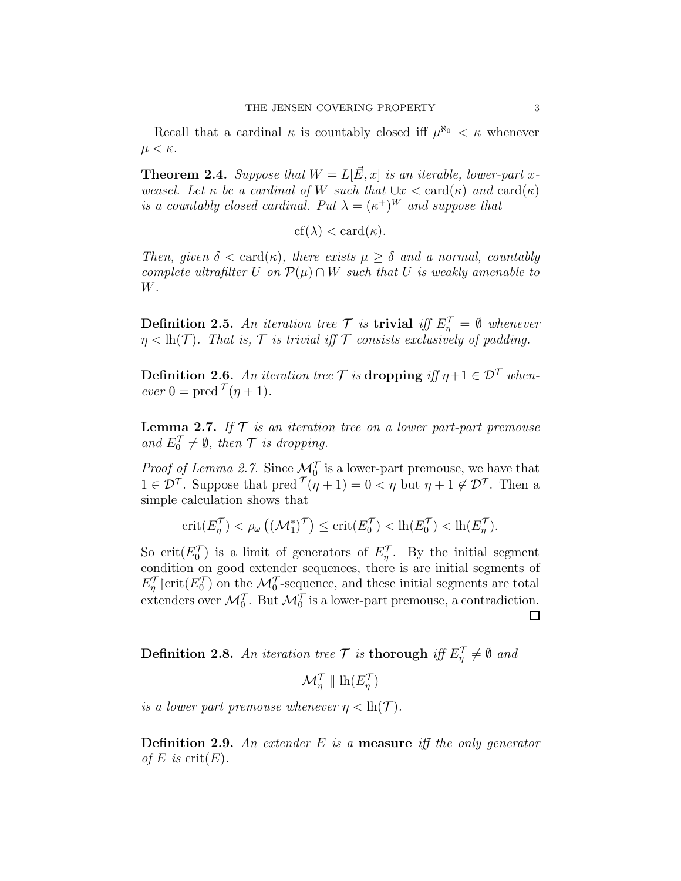Recall that a cardinal $\kappa$ is countably closed iff $\mu^{\aleph_0} < \kappa$ whenever $\mu < \kappa$.

**Theorem 2.4.** *Suppose that $W = L[\vec{E}, x]$ is an iterable, lower-part $x$-weasel. Let $\kappa$ be a cardinal of $W$ such that $\cup x < \text{card}(\kappa)$ and $\text{card}(\kappa)$ is a countably closed cardinal. Put $\lambda = (\kappa^+)^W$ and suppose that*

$$\text{cf}(\lambda) < \text{card}(\kappa).$$

*Then, given $\delta < \text{card}(\kappa)$, there exists $\mu \geq \delta$ and a normal, countably complete ultrafilter $U$ on $\mathcal{P}(\mu) \cap W$ such that $U$ is weakly amenable to $W$.*

**Definition 2.5.** *An iteration tree $\mathcal{T}$ is* **trivial** *iff $E^{\mathcal{T}}_\eta = \emptyset$ whenever $\eta < \text{lh}(\mathcal{T})$. That is, $\mathcal{T}$ is trivial iff $\mathcal{T}$ consists exclusively of padding.*

**Definition 2.6.** *An iteration tree $\mathcal{T}$ is* **dropping** *iff $\eta+1 \in \mathcal{D}^{\mathcal{T}}$ whenever $0 = \text{pred}^{\mathcal{T}}(\eta + 1)$.*

**Lemma 2.7.** *If $\mathcal{T}$ is an iteration tree on a lower part-part premouse and $E^{\mathcal{T}}_0 \neq \emptyset$, then $\mathcal{T}$ is dropping.*

*Proof of Lemma 2.7.* Since $\mathcal{M}^{\mathcal{T}}_0$ is a lower-part premouse, we have that $1 \in \mathcal{D}^{\mathcal{T}}$. Suppose that $\text{pred}^{\mathcal{T}}(\eta + 1) = 0 < \eta$ but $\eta + 1 \notin \mathcal{D}^{\mathcal{T}}$. Then a simple calculation shows that

$$\text{crit}(E^{\mathcal{T}}_\eta) < \rho_\omega\left((\mathcal{M}^*_1)^{\mathcal{T}}\right) \leq \text{crit}(E^{\mathcal{T}}_0) < \text{lh}(E^{\mathcal{T}}_0) < \text{lh}(E^{\mathcal{T}}_\eta).$$

So $\text{crit}(E^{\mathcal{T}}_0)$ is a limit of generators of $E^{\mathcal{T}}_\eta$. By the initial segment condition on good extender sequences, there is are initial segments of $E^{\mathcal{T}}_\eta \restriction \text{crit}(E^{\mathcal{T}}_0)$ on the $\mathcal{M}^{\mathcal{T}}_0$-sequence, and these initial segments are total extenders over $\mathcal{M}^{\mathcal{T}}_0$. But $\mathcal{M}^{\mathcal{T}}_0$ is a lower-part premouse, a contradiction. □

**Definition 2.8.** *An iteration tree $\mathcal{T}$ is* **thorough** *iff $E^{\mathcal{T}}_\eta \neq \emptyset$ and*

$$\mathcal{M}^{\mathcal{T}}_\eta \parallel \text{lh}(E^{\mathcal{T}}_\eta)$$

*is a lower part premouse whenever $\eta < \text{lh}(\mathcal{T})$.*

**Definition 2.9.** *An extender $E$ is a* **measure** *iff the only generator of $E$ is $\text{crit}(E)$.*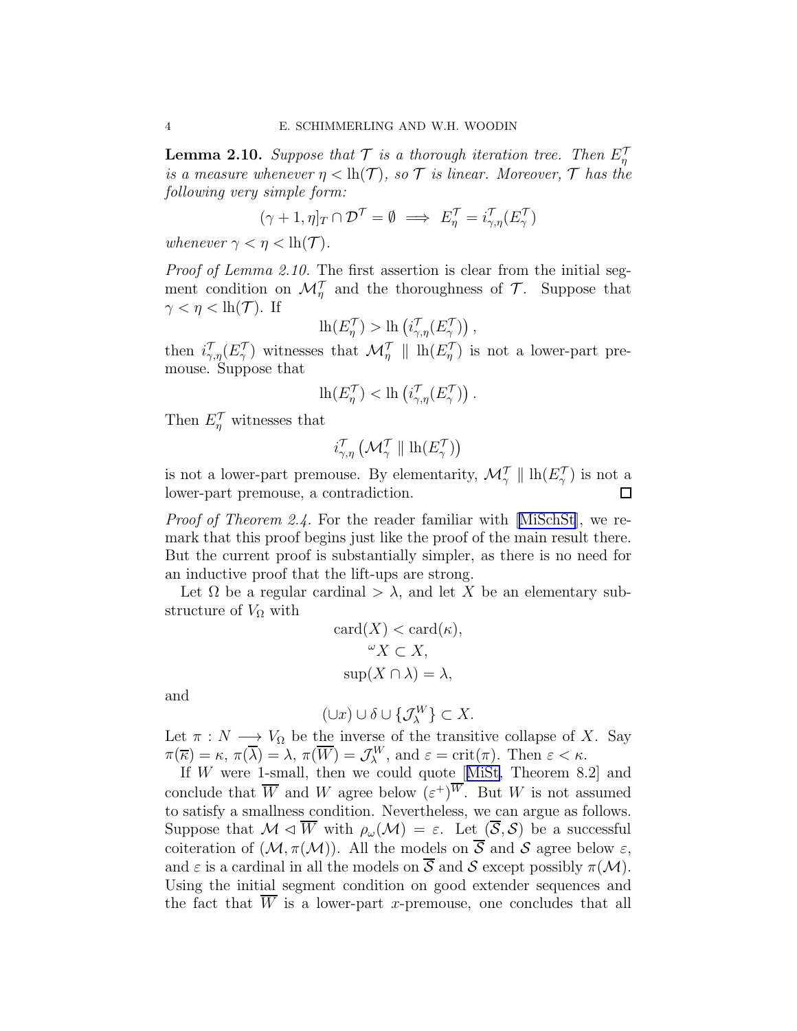**Lemma 2.10.** *Suppose that $\mathcal{T}$ is a thorough iteration tree. Then $E^{\mathcal{T}}_\eta$ is a measure whenever $\eta < \mathrm{lh}(\mathcal{T})$, so $\mathcal{T}$ is linear. Moreover, $\mathcal{T}$ has the following very simple form:*

$$(\gamma + 1, \eta]_T \cap \mathcal{D}^{\mathcal{T}} = \emptyset \implies E^{\mathcal{T}}_\eta = i^{\mathcal{T}}_{\gamma,\eta}(E^{\mathcal{T}}_\gamma)$$

*whenever $\gamma < \eta < \mathrm{lh}(\mathcal{T})$.*

*Proof of Lemma 2.10.* The first assertion is clear from the initial segment condition on $\mathcal{M}^{\mathcal{T}}_\eta$ and the thoroughness of $\mathcal{T}$. Suppose that $\gamma < \eta < \mathrm{lh}(\mathcal{T})$. If

$$\mathrm{lh}(E^{\mathcal{T}}_\eta) > \mathrm{lh}\left(i^{\mathcal{T}}_{\gamma,\eta}(E^{\mathcal{T}}_\gamma)\right),$$

then $i^{\mathcal{T}}_{\gamma,\eta}(E^{\mathcal{T}}_\gamma)$ witnesses that $\mathcal{M}^{\mathcal{T}}_\eta \parallel \mathrm{lh}(E^{\mathcal{T}}_\eta)$ is not a lower-part premouse. Suppose that

$$\mathrm{lh}(E^{\mathcal{T}}_\eta) < \mathrm{lh}\left(i^{\mathcal{T}}_{\gamma,\eta}(E^{\mathcal{T}}_\gamma)\right).$$

Then $E^{\mathcal{T}}_\eta$ witnesses that

$$i^{\mathcal{T}}_{\gamma,\eta}\left(\mathcal{M}^{\mathcal{T}}_\gamma \parallel \mathrm{lh}(E^{\mathcal{T}}_\gamma)\right)$$

is not a lower-part premouse. By elementarity, $\mathcal{M}^{\mathcal{T}}_\gamma \parallel \mathrm{lh}(E^{\mathcal{T}}_\gamma)$ is not a lower-part premouse, a contradiction. □

*Proof of Theorem 2.4.* For the reader familiar with [MiSchSt], we remark that this proof begins just like the proof of the main result there. But the current proof is substantially simpler, as there is no need for an inductive proof that the lift-ups are strong.

Let $\Omega$ be a regular cardinal $> \lambda$, and let $X$ be an elementary substructure of $V_\Omega$ with

$$\mathrm{card}(X) < \mathrm{card}(\kappa),$$
$${}^\omega X \subset X,$$
$$\sup(X \cap \lambda) = \lambda,$$

and

$$(\cup x) \cup \delta \cup \{\mathcal{J}^W_\lambda\} \subset X.$$

Let $\pi : N \longrightarrow V_\Omega$ be the inverse of the transitive collapse of $X$. Say $\pi(\overline{\kappa}) = \kappa$, $\pi(\overline{\lambda}) = \lambda$, $\pi(\overline{W}) = \mathcal{J}^W_\lambda$, and $\varepsilon = \mathrm{crit}(\pi)$. Then $\varepsilon < \kappa$.

If $W$ were 1-small, then we could quote [MiSt, Theorem 8.2] and conclude that $\overline{W}$ and $W$ agree below $(\varepsilon^+)^{\overline{W}}$. But $W$ is not assumed to satisfy a smallness condition. Nevertheless, we can argue as follows. Suppose that $\mathcal{M} \lhd \overline{W}$ with $\rho_\omega(\mathcal{M}) = \varepsilon$. Let $(\overline{\mathcal{S}}, \mathcal{S})$ be a successful coiteration of $(\mathcal{M}, \pi(\mathcal{M}))$. All the models on $\overline{\mathcal{S}}$ and $\mathcal{S}$ agree below $\varepsilon$, and $\varepsilon$ is a cardinal in all the models on $\overline{\mathcal{S}}$ and $\mathcal{S}$ except possibly $\pi(\mathcal{M})$. Using the initial segment condition on good extender sequences and the fact that $\overline{W}$ is a lower-part $x$-premouse, one concludes that all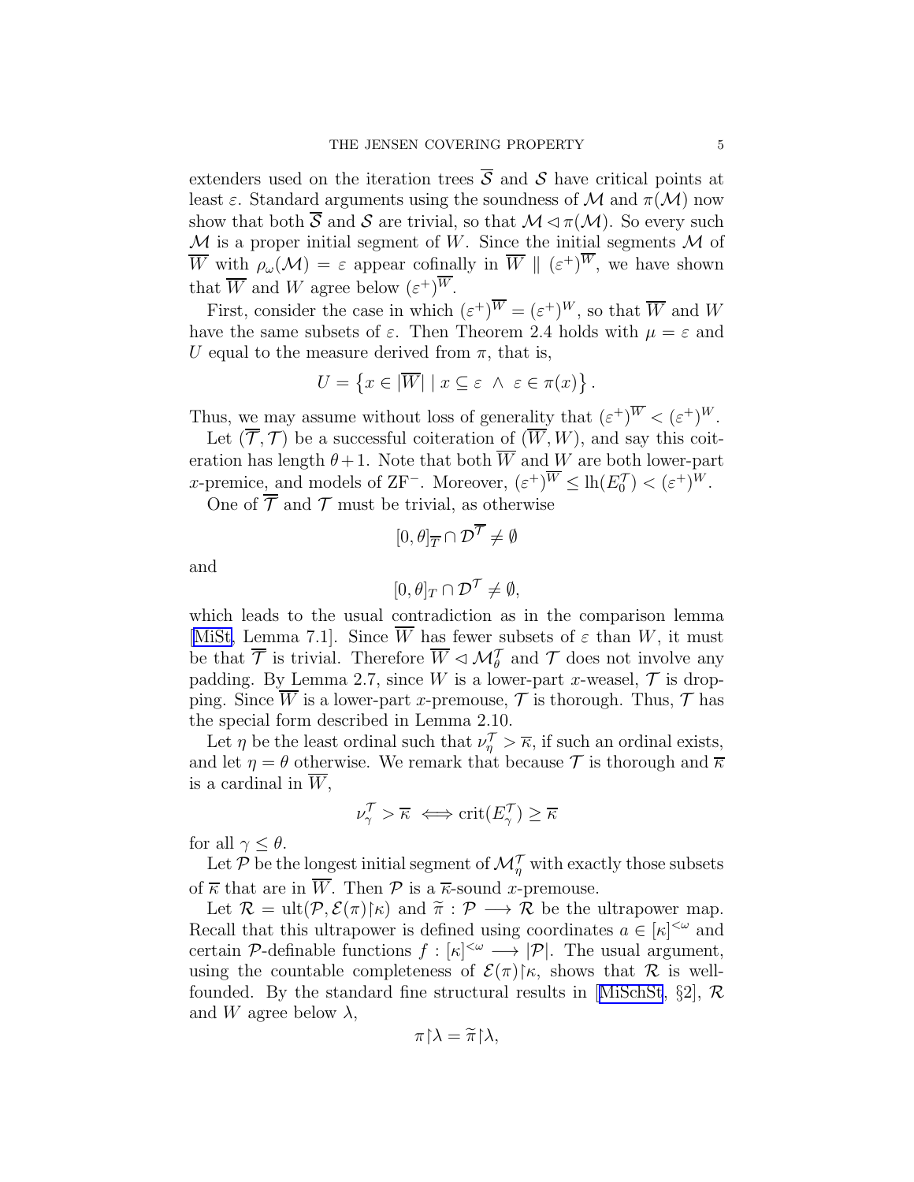extenders used on the iteration trees $\overline{\mathcal{S}}$ and $\mathcal{S}$ have critical points at least $\varepsilon$. Standard arguments using the soundness of $\mathcal{M}$ and $\pi(\mathcal{M})$ now show that both $\overline{\mathcal{S}}$ and $\mathcal{S}$ are trivial, so that $\mathcal{M} \lhd \pi(\mathcal{M})$. So every such $\mathcal{M}$ is a proper initial segment of $W$. Since the initial segments $\mathcal{M}$ of $\overline{W}$ with $\rho_\omega(\mathcal{M}) = \varepsilon$ appear cofinally in $\overline{W} \parallel (\varepsilon^+)^{\overline{W}}$, we have shown that $\overline{W}$ and $W$ agree below $(\varepsilon^+)^{\overline{W}}$.

First, consider the case in which $(\varepsilon^+)^{\overline{W}} = (\varepsilon^+)^W$, so that $\overline{W}$ and $W$ have the same subsets of $\varepsilon$. Then Theorem 2.4 holds with $\mu = \varepsilon$ and $U$ equal to the measure derived from $\pi$, that is,

$$U = \left\{ x \in |\overline{W}| \mid x \subseteq \varepsilon \ \wedge \ \varepsilon \in \pi(x) \right\}.$$

Thus, we may assume without loss of generality that $(\varepsilon^+)^{\overline{W}} < (\varepsilon^+)^W$.

Let $(\overline{\mathcal{T}}, \mathcal{T})$ be a successful coiteration of $(\overline{W}, W)$, and say this coiteration has length $\theta + 1$. Note that both $\overline{W}$ and $W$ are both lower-part $x$-premice, and models of ZF$^-$. Moreover, $(\varepsilon^+)^{\overline{W}} \leq \mathrm{lh}(E_0^{\mathcal{T}}) < (\varepsilon^+)^W$.

One of $\overline{\mathcal{T}}$ and $\mathcal{T}$ must be trivial, as otherwise

$$[0, \theta)_{\overline{T}} \cap \mathcal{D}^{\overline{\mathcal{T}}} \neq \emptyset$$

and

$$[0, \theta]_T \cap \mathcal{D}^{\mathcal{T}} \neq \emptyset,$$

which leads to the usual contradiction as in the comparison lemma [MiSt, Lemma 7.1]. Since $\overline{W}$ has fewer subsets of $\varepsilon$ than $W$, it must be that $\overline{\mathcal{T}}$ is trivial. Therefore $\overline{W} \lhd \mathcal{M}_\theta^{\mathcal{T}}$ and $\mathcal{T}$ does not involve any padding. By Lemma 2.7, since $W$ is a lower-part $x$-weasel, $\mathcal{T}$ is dropping. Since $\overline{W}$ is a lower-part $x$-premouse, $\mathcal{T}$ is thorough. Thus, $\mathcal{T}$ has the special form described in Lemma 2.10.

Let $\eta$ be the least ordinal such that $\nu_\eta^{\mathcal{T}} > \overline{\kappa}$, if such an ordinal exists, and let $\eta = \theta$ otherwise. We remark that because $\mathcal{T}$ is thorough and $\overline{\kappa}$ is a cardinal in $\overline{W}$,

$$\nu_\gamma^{\mathcal{T}} > \overline{\kappa} \iff \mathrm{crit}(E_\gamma^{\mathcal{T}}) \geq \overline{\kappa}$$

for all $\gamma \leq \theta$.

Let $\mathcal{P}$ be the longest initial segment of $\mathcal{M}_\eta^{\mathcal{T}}$ with exactly those subsets of $\overline{\kappa}$ that are in $\overline{W}$. Then $\mathcal{P}$ is a $\overline{\kappa}$-sound $x$-premouse.

Let $\mathcal{R} = \mathrm{ult}(\mathcal{P}, \mathcal{E}(\pi){\restriction}\kappa)$ and $\widetilde{\pi} : \mathcal{P} \longrightarrow \mathcal{R}$ be the ultrapower map. Recall that this ultrapower is defined using coordinates $a \in [\kappa]^{<\omega}$ and certain $\mathcal{P}$-definable functions $f : [\kappa]^{<\omega} \longrightarrow |\mathcal{P}|$. The usual argument, using the countable completeness of $\mathcal{E}(\pi){\restriction}\kappa$, shows that $\mathcal{R}$ is wellfounded. By the standard fine structural results in [MiSchSt, §2], $\mathcal{R}$ and $W$ agree below $\lambda$,

$$\pi{\restriction}\lambda = \widetilde{\pi}{\restriction}\lambda,$$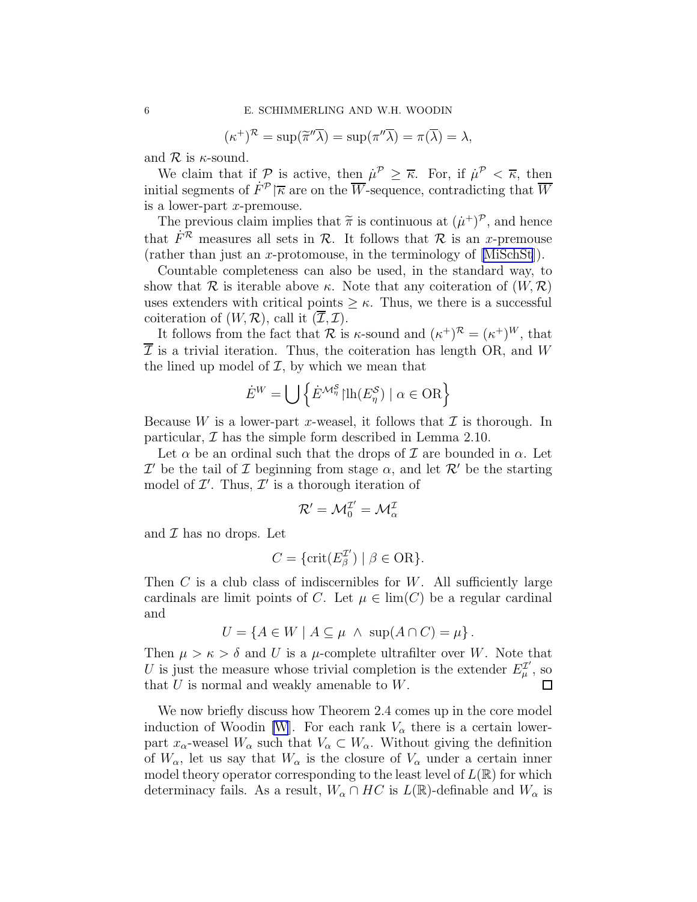$$(\kappa^+)^{\mathcal{R}} = \sup(\widetilde{\pi}''\overline{\lambda}) = \sup(\pi''\overline{\lambda}) = \pi(\overline{\lambda}) = \lambda,$$

and $\mathcal{R}$ is $\kappa$-sound.

We claim that if $\mathcal{P}$ is active, then $\dot{\mu}^{\mathcal{P}} \geq \overline{\kappa}$. For, if $\dot{\mu}^{\mathcal{P}} < \overline{\kappa}$, then initial segments of $\dot{F}^{\mathcal{P}}\restriction\overline{\kappa}$ are on the $\overline{W}$-sequence, contradicting that $\overline{W}$ is a lower-part $x$-premouse.

The previous claim implies that $\widetilde{\pi}$ is continuous at $(\dot{\mu}^+)^{\mathcal{P}}$, and hence that $\dot{F}^{\mathcal{R}}$ measures all sets in $\mathcal{R}$. It follows that $\mathcal{R}$ is an $x$-premouse (rather than just an $x$-protomouse, in the terminology of [MiSchSt]).

Countable completeness can also be used, in the standard way, to show that $\mathcal{R}$ is iterable above $\kappa$. Note that any coiteration of $(W, \mathcal{R})$ uses extenders with critical points $\geq \kappa$. Thus, we there is a successful coiteration of $(W, \mathcal{R})$, call it $(\overline{\mathcal{I}}, \mathcal{I})$.

It follows from the fact that $\mathcal{R}$ is $\kappa$-sound and $(\kappa^+)^{\mathcal{R}} = (\kappa^+)^W$, that $\overline{\mathcal{I}}$ is a trivial iteration. Thus, the coiteration has length OR, and $W$ the lined up model of $\mathcal{I}$, by which we mean that

$$\dot{E}^W = \bigcup \left\{ \dot{E}^{\mathcal{M}^{\mathcal{S}}_\eta}\restriction\mathrm{lh}(E^{\mathcal{S}}_\eta) \mid \alpha \in \mathrm{OR} \right\}$$

Because $W$ is a lower-part $x$-weasel, it follows that $\mathcal{I}$ is thorough. In particular, $\mathcal{I}$ has the simple form described in Lemma 2.10.

Let $\alpha$ be an ordinal such that the drops of $\mathcal{I}$ are bounded in $\alpha$. Let $\mathcal{I}'$ be the tail of $\mathcal{I}$ beginning from stage $\alpha$, and let $\mathcal{R}'$ be the starting model of $\mathcal{I}'$. Thus, $\mathcal{I}'$ is a thorough iteration of

$$\mathcal{R}' = \mathcal{M}^{\mathcal{I}'}_0 = \mathcal{M}^{\mathcal{I}}_\alpha$$

and $\mathcal{I}$ has no drops. Let

$$C = \{\mathrm{crit}(E^{\mathcal{I}'}_\beta) \mid \beta \in \mathrm{OR}\}.$$

Then $C$ is a club class of indiscernibles for $W$. All sufficiently large cardinals are limit points of $C$. Let $\mu \in \lim(C)$ be a regular cardinal and

$$U = \{A \in W \mid A \subseteq \mu \ \wedge \ \sup(A \cap C) = \mu\}.$$

Then $\mu > \kappa > \delta$ and $U$ is a $\mu$-complete ultrafilter over $W$. Note that $U$ is just the measure whose trivial completion is the extender $E^{\mathcal{I}'}_\mu$, so that $U$ is normal and weakly amenable to $W$. □

We now briefly discuss how Theorem 2.4 comes up in the core model induction of Woodin [W]. For each rank $V_\alpha$ there is a certain lower-part $x_\alpha$-weasel $W_\alpha$ such that $V_\alpha \subset W_\alpha$. Without giving the definition of $W_\alpha$, let us say that $W_\alpha$ is the closure of $V_\alpha$ under a certain inner model theory operator corresponding to the least level of $L(\mathbb{R})$ for which determinacy fails. As a result, $W_\alpha \cap HC$ is $L(\mathbb{R})$-definable and $W_\alpha$ is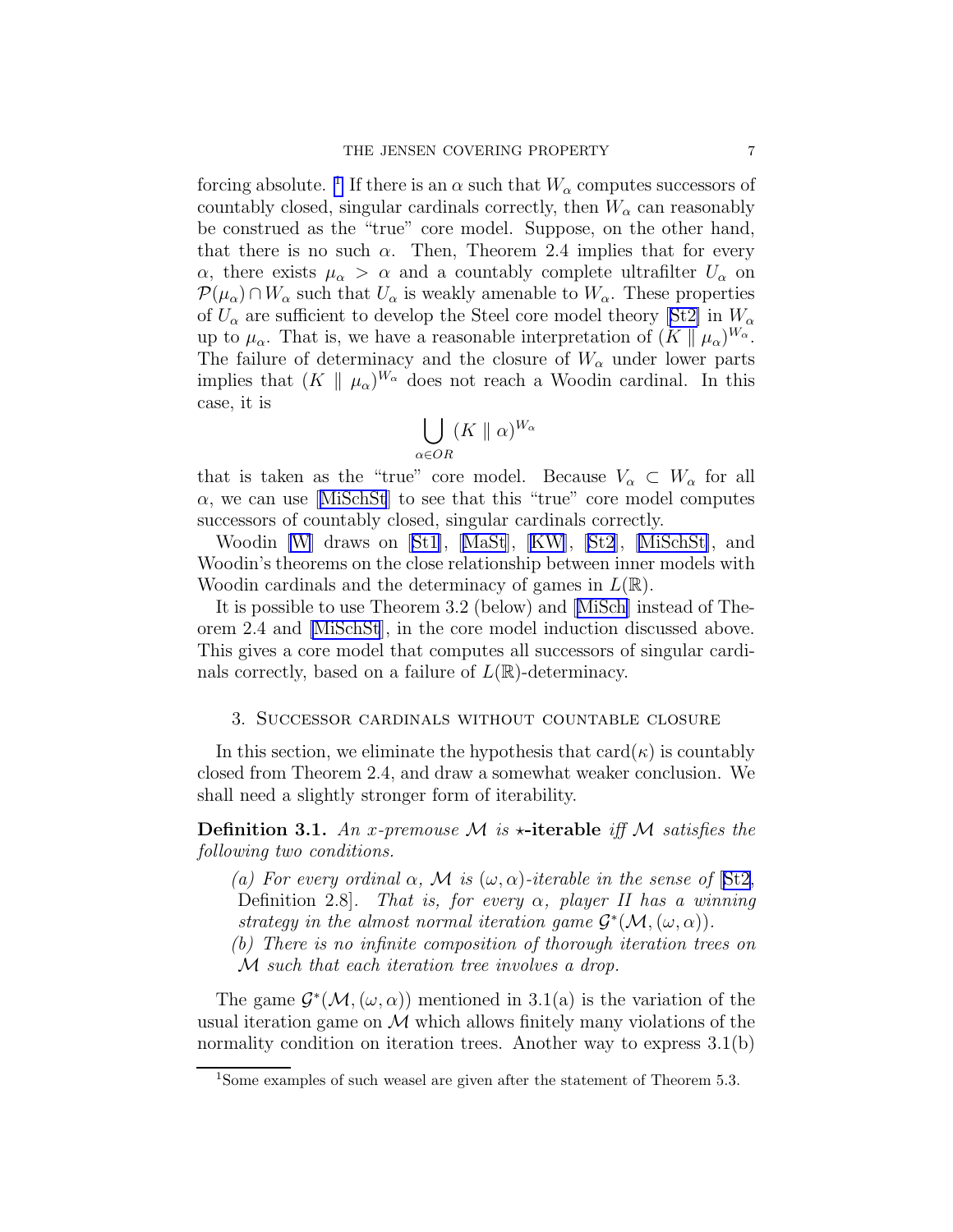forcing absolute. [1] If there is an $\alpha$ such that $W_\alpha$ computes successors of countably closed, singular cardinals correctly, then $W_\alpha$ can reasonably be construed as the "true" core model. Suppose, on the other hand, that there is no such $\alpha$. Then, Theorem 2.4 implies that for every $\alpha$, there exists $\mu_\alpha > \alpha$ and a countably complete ultrafilter $U_\alpha$ on $\mathcal{P}(\mu_\alpha) \cap W_\alpha$ such that $U_\alpha$ is weakly amenable to $W_\alpha$. These properties of $U_\alpha$ are sufficient to develop the Steel core model theory [St2] in $W_\alpha$ up to $\mu_\alpha$. That is, we have a reasonable interpretation of $(K \parallel \mu_\alpha)^{W_\alpha}$. The failure of determinacy and the closure of $W_\alpha$ under lower parts implies that $(K \parallel \mu_\alpha)^{W_\alpha}$ does not reach a Woodin cardinal. In this case, it is

$$\bigcup_{\alpha \in OR} (K \parallel \alpha)^{W_\alpha}$$

that is taken as the "true" core model. Because $V_\alpha \subset W_\alpha$ for all $\alpha$, we can use [MiSchSt] to see that this "true" core model computes successors of countably closed, singular cardinals correctly.

Woodin [W] draws on [St1], [MaSt], [KW], [St2], [MiSchSt], and Woodin's theorems on the close relationship between inner models with Woodin cardinals and the determinacy of games in $L(\mathbb{R})$.

It is possible to use Theorem 3.2 (below) and [MiSch] instead of Theorem 2.4 and [MiSchSt], in the core model induction discussed above. This gives a core model that computes all successors of singular cardinals correctly, based on a failure of $L(\mathbb{R})$-determinacy.

## 3. Successor cardinals without countable closure

In this section, we eliminate the hypothesis that $\mathrm{card}(\kappa)$ is countably closed from Theorem 2.4, and draw a somewhat weaker conclusion. We shall need a slightly stronger form of iterability.

**Definition 3.1.** *An $x$-premouse $\mathcal{M}$ is* **$\star$-iterable** *iff $\mathcal{M}$ satisfies the following two conditions.*

*(a) For every ordinal $\alpha$, $\mathcal{M}$ is $(\omega, \alpha)$-iterable in the sense of* [St2, Definition 2.8]. *That is, for every $\alpha$, player II has a winning strategy in the almost normal iteration game $\mathcal{G}^*(\mathcal{M}, (\omega, \alpha))$.*

*(b) There is no infinite composition of thorough iteration trees on $\mathcal{M}$ such that each iteration tree involves a drop.*

The game $\mathcal{G}^*(\mathcal{M}, (\omega, \alpha))$ mentioned in 3.1(a) is the variation of the usual iteration game on $\mathcal{M}$ which allows finitely many violations of the normality condition on iteration trees. Another way to express 3.1(b)

[1] Some examples of such weasel are given after the statement of Theorem 5.3.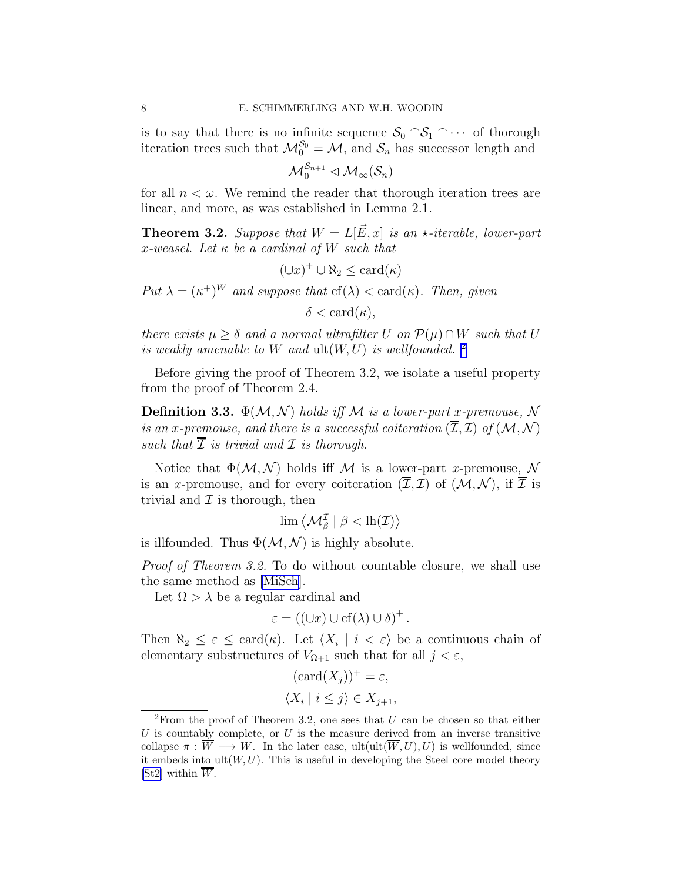is to say that there is no infinite sequence $\mathcal{S}_0{}^\frown\mathcal{S}_1{}^\frown\cdots$ of thorough iteration trees such that $\mathcal{M}_0^{\mathcal{S}_0} = \mathcal{M}$, and $\mathcal{S}_n$ has successor length and

$$\mathcal{M}_0^{\mathcal{S}_{n+1}} \lhd \mathcal{M}_\infty(\mathcal{S}_n)$$

for all $n < \omega$. We remind the reader that thorough iteration trees are linear, and more, as was established in Lemma 2.1.

**Theorem 3.2.** *Suppose that $W = L[\vec{E}, x]$ is an $\star$-iterable, lower-part $x$-weasel. Let $\kappa$ be a cardinal of $W$ such that*

$$(\cup x)^+ \cup \aleph_2 \leq \operatorname{card}(\kappa)$$

*Put $\lambda = (\kappa^+)^W$ and suppose that $\operatorname{cf}(\lambda) < \operatorname{card}(\kappa)$. Then, given*

$$\delta < \operatorname{card}(\kappa),$$

*there exists $\mu \geq \delta$ and a normal ultrafilter $U$ on $\mathcal{P}(\mu) \cap W$ such that $U$ is weakly amenable to $W$ and $\operatorname{ult}(W, U)$ is wellfounded.* [2]

Before giving the proof of Theorem 3.2, we isolate a useful property from the proof of Theorem 2.4.

**Definition 3.3.** *$\Phi(\mathcal{M}, \mathcal{N})$ holds iff $\mathcal{M}$ is a lower-part $x$-premouse, $\mathcal{N}$ is an $x$-premouse, and there is a successful coiteration $(\overline{\mathcal{I}}, \mathcal{I})$ of $(\mathcal{M}, \mathcal{N})$ such that $\overline{\mathcal{I}}$ is trivial and $\mathcal{I}$ is thorough.*

Notice that $\Phi(\mathcal{M}, \mathcal{N})$ holds iff $\mathcal{M}$ is a lower-part $x$-premouse, $\mathcal{N}$ is an $x$-premouse, and for every coiteration $(\overline{\mathcal{I}}, \mathcal{I})$ of $(\mathcal{M}, \mathcal{N})$, if $\overline{\mathcal{I}}$ is trivial and $\mathcal{I}$ is thorough, then

$$\lim \left\langle \mathcal{M}_\beta^{\mathcal{I}} \mid \beta < \operatorname{lh}(\mathcal{I}) \right\rangle$$

is illfounded. Thus $\Phi(\mathcal{M}, \mathcal{N})$ is highly absolute.

*Proof of Theorem 3.2.* To do without countable closure, we shall use the same method as [MiSch].

Let $\Omega > \lambda$ be a regular cardinal and

$$\varepsilon = ((\cup x) \cup \operatorname{cf}(\lambda) \cup \delta)^+ .$$

Then $\aleph_2 \leq \varepsilon \leq \operatorname{card}(\kappa)$. Let $\langle X_i \mid i < \varepsilon \rangle$ be a continuous chain of elementary substructures of $V_{\Omega+1}$ such that for all $j < \varepsilon$,

$$(\operatorname{card}(X_j))^+ = \varepsilon,$$

$$\langle X_i \mid i \leq j \rangle \in X_{j+1},$$

[2] From the proof of Theorem 3.2, one sees that $U$ can be chosen so that either $U$ is countably complete, or $U$ is the measure derived from an inverse transitive collapse $\pi : \overline{W} \longrightarrow W$. In the later case, $\operatorname{ult}(\operatorname{ult}(\overline{W}, U), U)$ is wellfounded, since it embeds into $\operatorname{ult}(W, U)$. This is useful in developing the Steel core model theory [St2] within $\overline{W}$.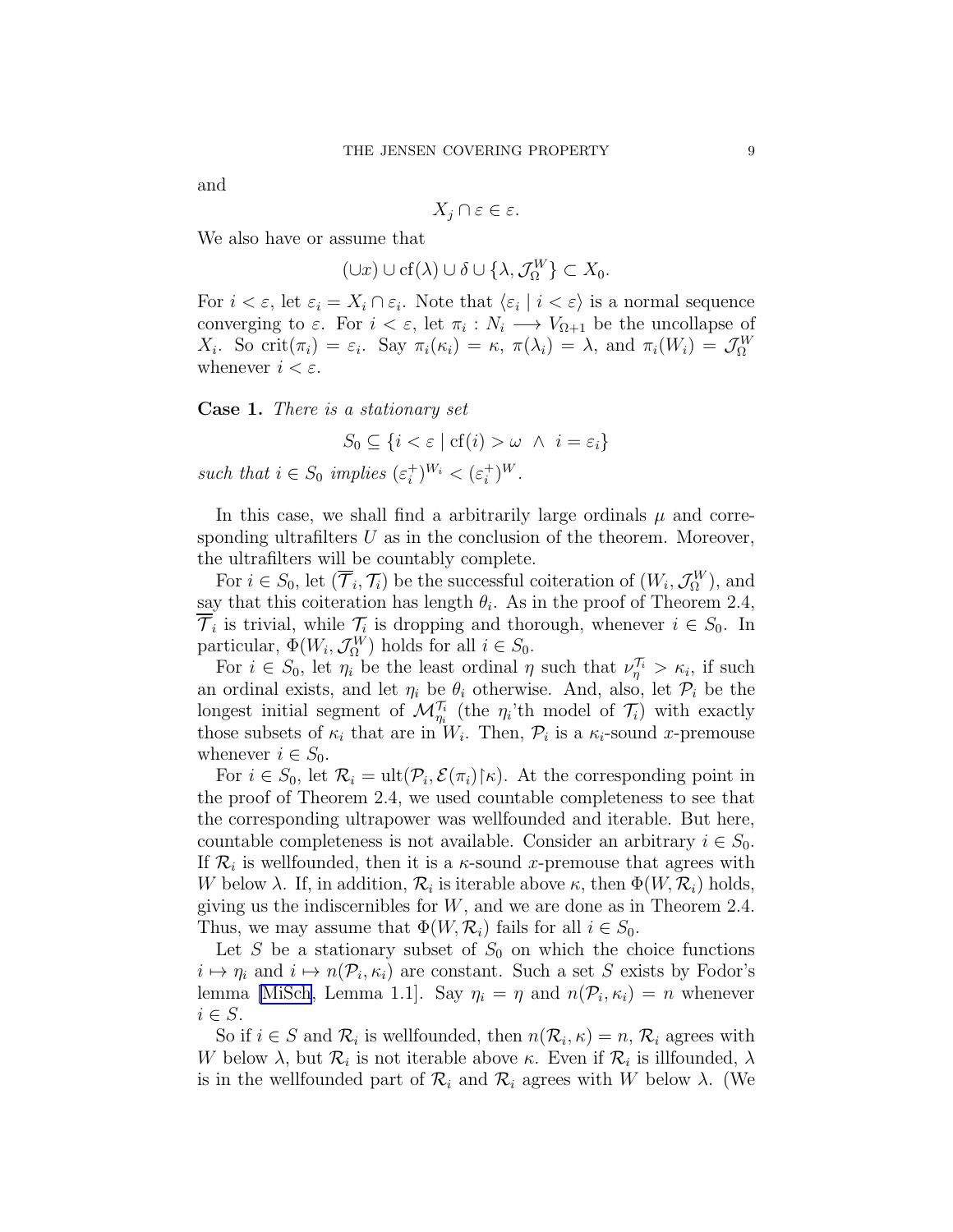and

$$X_j \cap \varepsilon \in \varepsilon.$$

We also have or assume that

$$(\cup x) \cup \mathrm{cf}(\lambda) \cup \delta \cup \{\lambda, \mathcal{J}^W_\Omega\} \subset X_0.$$

For $i < \varepsilon$, let $\varepsilon_i = X_i \cap \varepsilon_i$. Note that $\langle \varepsilon_i \mid i < \varepsilon \rangle$ is a normal sequence converging to $\varepsilon$. For $i < \varepsilon$, let $\pi_i : N_i \longrightarrow V_{\Omega+1}$ be the uncollapse of $X_i$. So $\mathrm{crit}(\pi_i) = \varepsilon_i$. Say $\pi_i(\kappa_i) = \kappa$, $\pi(\lambda_i) = \lambda$, and $\pi_i(W_i) = \mathcal{J}^W_\Omega$ whenever $i < \varepsilon$.

**Case 1.** *There is a stationary set*

$$S_0 \subseteq \{i < \varepsilon \mid \mathrm{cf}(i) > \omega \ \wedge \ i = \varepsilon_i\}$$

*such that $i \in S_0$ implies $(\varepsilon_i^+)^{W_i} < (\varepsilon_i^+)^W$.*

In this case, we shall find a arbitrarily large ordinals $\mu$ and corresponding ultrafilters $U$ as in the conclusion of the theorem. Moreover, the ultrafilters will be countably complete.

For $i \in S_0$, let $(\overline{\mathcal{T}}_i, \mathcal{T}_i)$ be the successful coiteration of $(W_i, \mathcal{J}^W_\Omega)$, and say that this coiteration has length $\theta_i$. As in the proof of Theorem 2.4, $\overline{\mathcal{T}}_i$ is trivial, while $\mathcal{T}_i$ is dropping and thorough, whenever $i \in S_0$. In particular, $\Phi(W_i, \mathcal{J}^W_\Omega)$ holds for all $i \in S_0$.

For $i \in S_0$, let $\eta_i$ be the least ordinal $\eta$ such that $\nu^{\mathcal{T}_i}_\eta > \kappa_i$, if such an ordinal exists, and let $\eta_i$ be $\theta_i$ otherwise. And, also, let $\mathcal{P}_i$ be the longest initial segment of $\mathcal{M}^{\mathcal{T}_i}_{\eta_i}$ (the $\eta_i$'th model of $\mathcal{T}_i$) with exactly those subsets of $\kappa_i$ that are in $W_i$. Then, $\mathcal{P}_i$ is a $\kappa_i$-sound $x$-premouse whenever $i \in S_0$.

For $i \in S_0$, let $\mathcal{R}_i = \mathrm{ult}(\mathcal{P}_i, \mathcal{E}(\pi_i)\restriction\kappa)$. At the corresponding point in the proof of Theorem 2.4, we used countable completeness to see that the corresponding ultrapower was wellfounded and iterable. But here, countable completeness is not available. Consider an arbitrary $i \in S_0$. If $\mathcal{R}_i$ is wellfounded, then it is a $\kappa$-sound $x$-premouse that agrees with $W$ below $\lambda$. If, in addition, $\mathcal{R}_i$ is iterable above $\kappa$, then $\Phi(W, \mathcal{R}_i)$ holds, giving us the indiscernibles for $W$, and we are done as in Theorem 2.4. Thus, we may assume that $\Phi(W, \mathcal{R}_i)$ fails for all $i \in S_0$.

Let $S$ be a stationary subset of $S_0$ on which the choice functions $i \mapsto \eta_i$ and $i \mapsto n(\mathcal{P}_i, \kappa_i)$ are constant. Such a set $S$ exists by Fodor's lemma [MiSch, Lemma 1.1]. Say $\eta_i = \eta$ and $n(\mathcal{P}_i, \kappa_i) = n$ whenever $i \in S$.

So if $i \in S$ and $\mathcal{R}_i$ is wellfounded, then $n(\mathcal{R}_i, \kappa) = n$, $\mathcal{R}_i$ agrees with $W$ below $\lambda$, but $\mathcal{R}_i$ is not iterable above $\kappa$. Even if $\mathcal{R}_i$ is illfounded, $\lambda$ is in the wellfounded part of $\mathcal{R}_i$ and $\mathcal{R}_i$ agrees with $W$ below $\lambda$. (We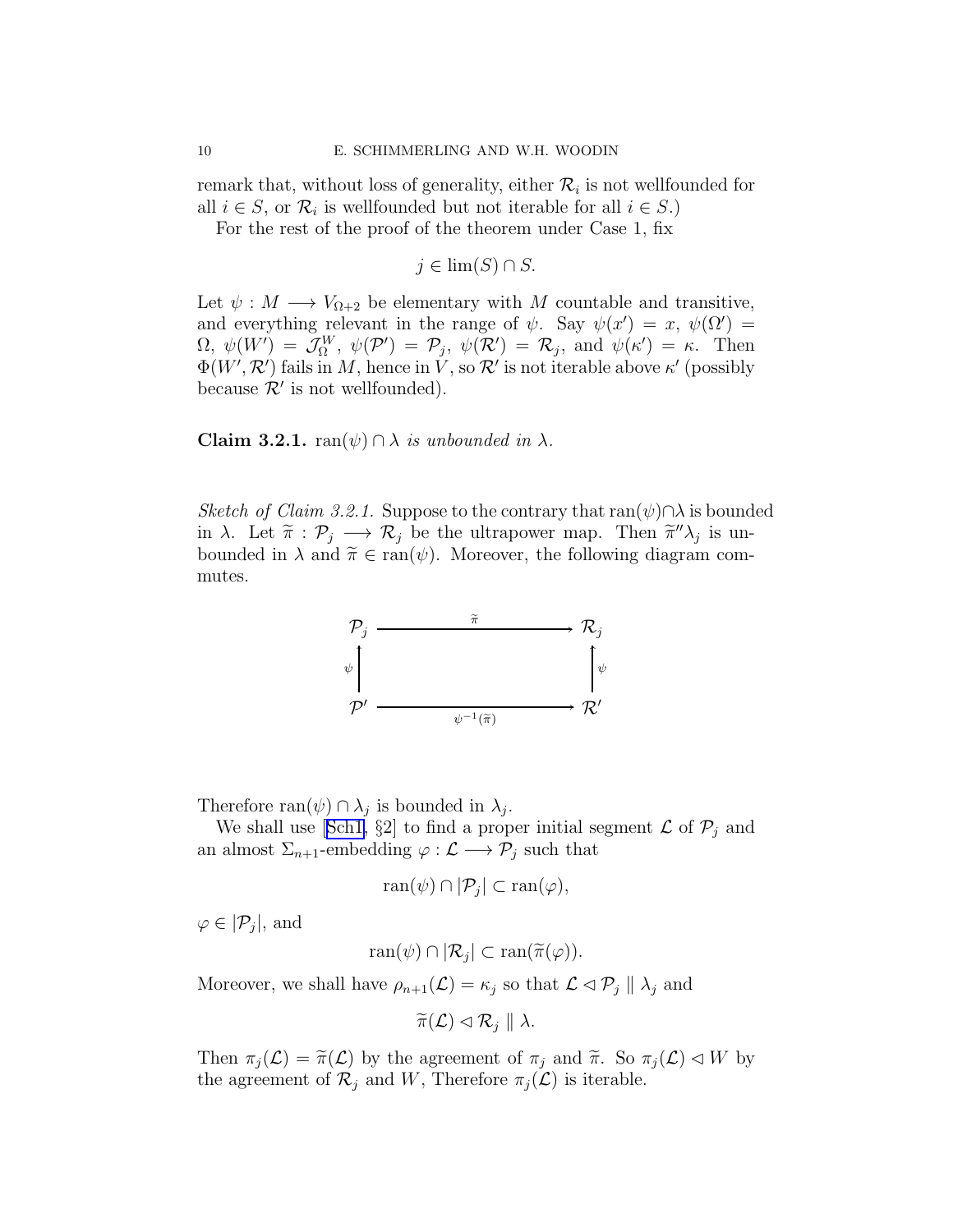remark that, without loss of generality, either $\mathcal{R}_i$ is not wellfounded for all $i \in S$, or $\mathcal{R}_i$ is wellfounded but not iterable for all $i \in S$.)

For the rest of the proof of the theorem under Case 1, fix

$$j \in \lim(S) \cap S.$$

Let $\psi : M \longrightarrow V_{\Omega+2}$ be elementary with $M$ countable and transitive, and everything relevant in the range of $\psi$. Say $\psi(x') = x$, $\psi(\Omega') = \Omega$, $\psi(W') = \mathcal{J}^W_\Omega$, $\psi(\mathcal{P}') = \mathcal{P}_j$, $\psi(\mathcal{R}') = \mathcal{R}_j$, and $\psi(\kappa') = \kappa$. Then $\Phi(W', \mathcal{R}')$ fails in $M$, hence in $V$, so $\mathcal{R}'$ is not iterable above $\kappa'$ (possibly because $\mathcal{R}'$ is not wellfounded).

**Claim 3.2.1.** $\operatorname{ran}(\psi) \cap \lambda$ *is unbounded in* $\lambda$.

*Sketch of Claim 3.2.1.* Suppose to the contrary that $\operatorname{ran}(\psi) \cap \lambda$ is bounded in $\lambda$. Let $\widetilde{\pi} : \mathcal{P}_j \longrightarrow \mathcal{R}_j$ be the ultrapower map. Then $\widetilde{\pi}''\lambda_j$ is unbounded in $\lambda$ and $\widetilde{\pi} \in \operatorname{ran}(\psi)$. Moreover, the following diagram commutes.

$$\begin{array}{ccc}
\mathcal{P}_j & \xrightarrow{\quad\widetilde{\pi}\quad} & \mathcal{R}_j \\
\uparrow{\scriptstyle \psi} & & \uparrow{\scriptstyle \psi} \\
\mathcal{P}' & \xrightarrow[\quad\psi^{-1}(\widetilde{\pi})\quad]{} & \mathcal{R}'
\end{array}$$

Therefore $\operatorname{ran}(\psi) \cap \lambda_j$ is bounded in $\lambda_j$.

We shall use [Sch1, §2] to find a proper initial segment $\mathcal{L}$ of $\mathcal{P}_j$ and an almost $\Sigma_{n+1}$-embedding $\varphi : \mathcal{L} \longrightarrow \mathcal{P}_j$ such that

$$\operatorname{ran}(\psi) \cap |\mathcal{P}_j| \subset \operatorname{ran}(\varphi),$$

$\varphi \in |\mathcal{P}_j|$, and

$$\operatorname{ran}(\psi) \cap |\mathcal{R}_j| \subset \operatorname{ran}(\widetilde{\pi}(\varphi)).$$

Moreover, we shall have $\rho_{n+1}(\mathcal{L}) = \kappa_j$ so that $\mathcal{L} \lhd \mathcal{P}_j \parallel \lambda_j$ and

$$\widetilde{\pi}(\mathcal{L}) \lhd \mathcal{R}_j \parallel \lambda.$$

Then $\pi_j(\mathcal{L}) = \widetilde{\pi}(\mathcal{L})$ by the agreement of $\pi_j$ and $\widetilde{\pi}$. So $\pi_j(\mathcal{L}) \lhd W$ by the agreement of $\mathcal{R}_j$ and $W$, Therefore $\pi_j(\mathcal{L})$ is iterable.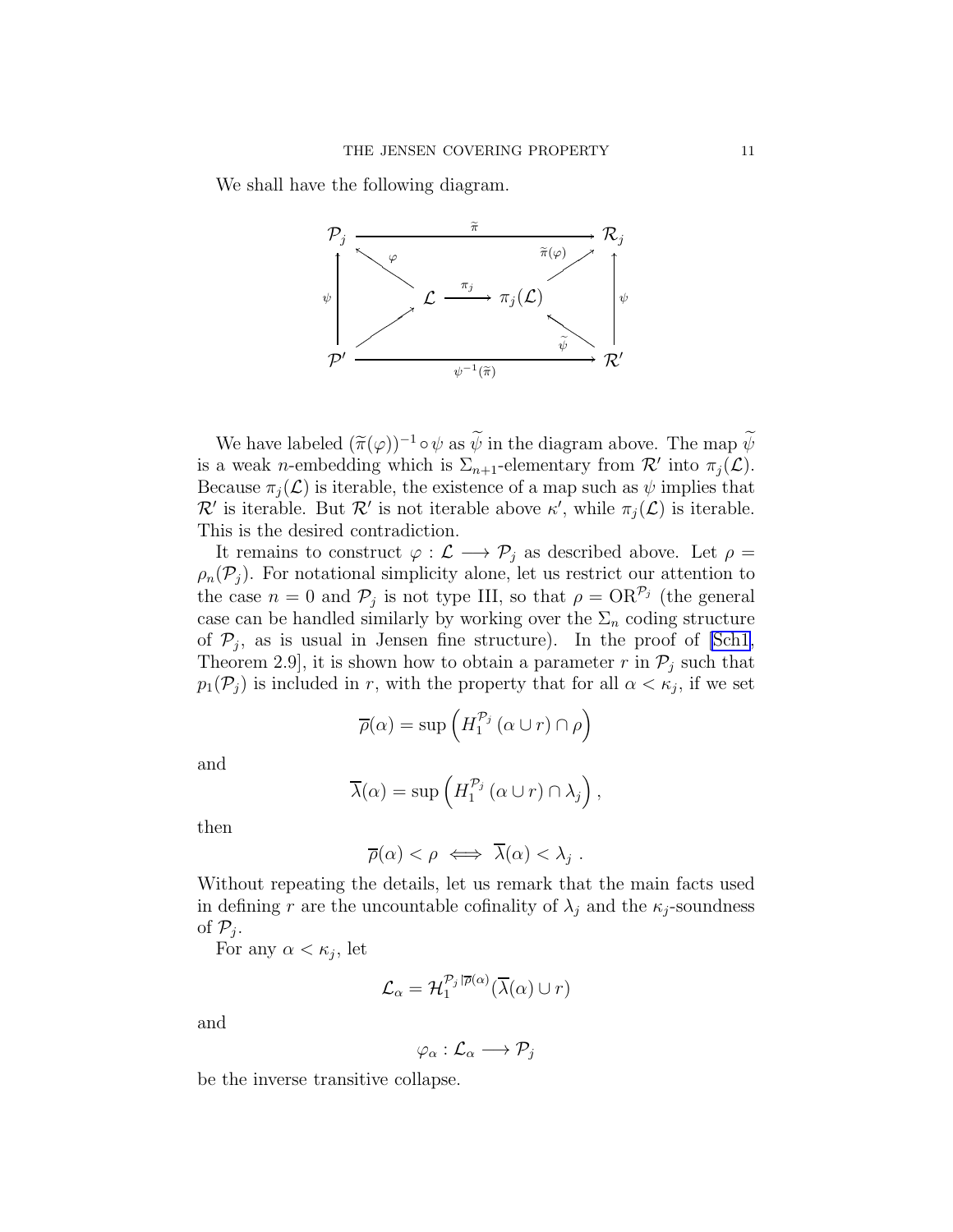We shall have the following diagram.

$$
\begin{array}{ccccccc}
\mathcal{P}_j & & & \xrightarrow{\quad\widetilde{\pi}\quad} & & & \mathcal{R}_j \\
 & \nwarrow^{\varphi} & & & & \nearrow^{\widetilde{\pi}(\varphi)} & \\
\uparrow{\scriptstyle\psi} & & \mathcal{L} & \xrightarrow{\pi_j} & \pi_j(\mathcal{L}) & & \uparrow{\scriptstyle\psi} \\
 & \nearrow & & & & \nwarrow^{\widetilde{\psi}} & \\
\mathcal{P}' & & & \xrightarrow[\psi^{-1}(\widetilde{\pi})]{\qquad} & & & \mathcal{R}'
\end{array}
$$

We have labeled $(\widetilde{\pi}(\varphi))^{-1} \circ \psi$ as $\widetilde{\psi}$ in the diagram above. The map $\widetilde{\psi}$ is a weak $n$-embedding which is $\Sigma_{n+1}$-elementary from $\mathcal{R}'$ into $\pi_j(\mathcal{L})$. Because $\pi_j(\mathcal{L})$ is iterable, the existence of a map such as $\psi$ implies that $\mathcal{R}'$ is iterable. But $\mathcal{R}'$ is not iterable above $\kappa'$, while $\pi_j(\mathcal{L})$ is iterable. This is the desired contradiction.

It remains to construct $\varphi : \mathcal{L} \longrightarrow \mathcal{P}_j$ as described above. Let $\rho = \rho_n(\mathcal{P}_j)$. For notational simplicity alone, let us restrict our attention to the case $n = 0$ and $\mathcal{P}_j$ is not type III, so that $\rho = \mathrm{OR}^{\mathcal{P}_j}$ (the general case can be handled similarly by working over the $\Sigma_n$ coding structure of $\mathcal{P}_j$, as is usual in Jensen fine structure). In the proof of [Sch1, Theorem 2.9], it is shown how to obtain a parameter $r$ in $\mathcal{P}_j$ such that $p_1(\mathcal{P}_j)$ is included in $r$, with the property that for all $\alpha < \kappa_j$, if we set

$$\overline{\rho}(\alpha) = \sup\left(H_1^{\mathcal{P}_j}\left(\alpha \cup r\right) \cap \rho\right)$$

and

$$\overline{\lambda}(\alpha) = \sup\left(H_1^{\mathcal{P}_j}\left(\alpha \cup r\right) \cap \lambda_j\right),$$

then

$$\overline{\rho}(\alpha) < \rho \iff \overline{\lambda}(\alpha) < \lambda_j .$$

Without repeating the details, let us remark that the main facts used in defining $r$ are the uncountable cofinality of $\lambda_j$ and the $\kappa_j$-soundness of $\mathcal{P}_j$.

For any $\alpha < \kappa_j$, let

$$\mathcal{L}_\alpha = \mathcal{H}_1^{\mathcal{P}_j | \overline{\rho}(\alpha)}(\overline{\lambda}(\alpha) \cup r)$$

and

$$\varphi_\alpha : \mathcal{L}_\alpha \longrightarrow \mathcal{P}_j$$

be the inverse transitive collapse.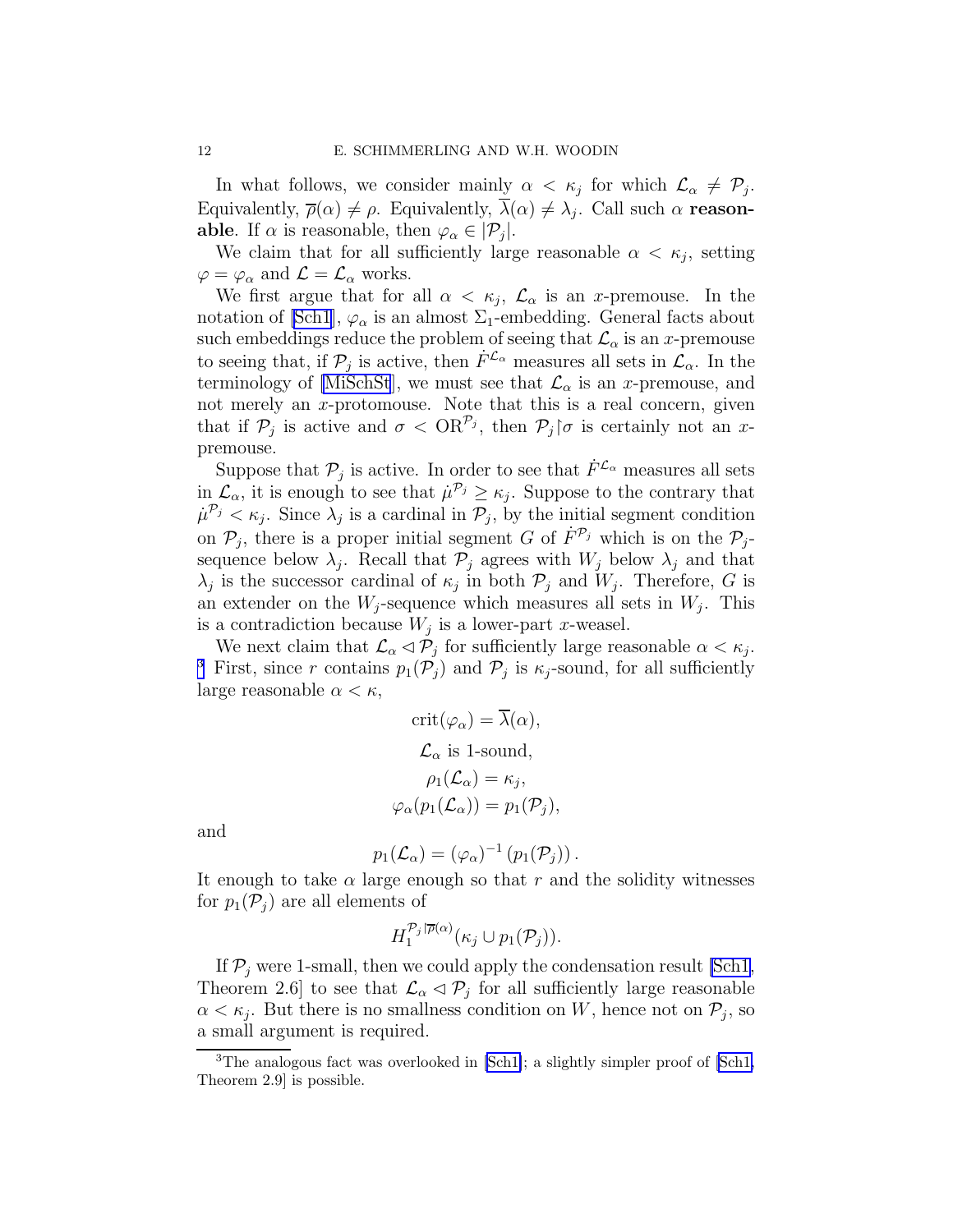In what follows, we consider mainly $\alpha < \kappa_j$ for which $\mathcal{L}_\alpha \neq \mathcal{P}_j$. Equivalently, $\overline{\rho}(\alpha) \neq \rho$. Equivalently, $\overline{\lambda}(\alpha) \neq \lambda_j$. Call such $\alpha$ **reasonable**. If $\alpha$ is reasonable, then $\varphi_\alpha \in |\mathcal{P}_j|$.

We claim that for all sufficiently large reasonable $\alpha < \kappa_j$, setting $\varphi = \varphi_\alpha$ and $\mathcal{L} = \mathcal{L}_\alpha$ works.

We first argue that for all $\alpha < \kappa_j$, $\mathcal{L}_\alpha$ is an $x$-premouse. In the notation of [Sch1], $\varphi_\alpha$ is an almost $\Sigma_1$-embedding. General facts about such embeddings reduce the problem of seeing that $\mathcal{L}_\alpha$ is an $x$-premouse to seeing that, if $\mathcal{P}_j$ is active, then $\dot{F}^{\mathcal{L}_\alpha}$ measures all sets in $\mathcal{L}_\alpha$. In the terminology of [MiSchSt], we must see that $\mathcal{L}_\alpha$ is an $x$-premouse, and not merely an $x$-protomouse. Note that this is a real concern, given that if $\mathcal{P}_j$ is active and $\sigma < \mathrm{OR}^{\mathcal{P}_j}$, then $\mathcal{P}_j | \sigma$ is certainly not an $x$-premouse.

Suppose that $\mathcal{P}_j$ is active. In order to see that $\dot{F}^{\mathcal{L}_\alpha}$ measures all sets in $\mathcal{L}_\alpha$, it is enough to see that $\dot{\mu}^{\mathcal{P}_j} \geq \kappa_j$. Suppose to the contrary that $\dot{\mu}^{\mathcal{P}_j} < \kappa_j$. Since $\lambda_j$ is a cardinal in $\mathcal{P}_j$, by the initial segment condition on $\mathcal{P}_j$, there is a proper initial segment $G$ of $\dot{F}^{\mathcal{P}_j}$ which is on the $\mathcal{P}_j$-sequence below $\lambda_j$. Recall that $\mathcal{P}_j$ agrees with $W_j$ below $\lambda_j$ and that $\lambda_j$ is the successor cardinal of $\kappa_j$ in both $\mathcal{P}_j$ and $W_j$. Therefore, $G$ is an extender on the $W_j$-sequence which measures all sets in $W_j$. This is a contradiction because $W_j$ is a lower-part $x$-weasel.

We next claim that $\mathcal{L}_\alpha \lhd \mathcal{P}_j$ for sufficiently large reasonable $\alpha < \kappa_j$.[3] First, since $r$ contains $p_1(\mathcal{P}_j)$ and $\mathcal{P}_j$ is $\kappa_j$-sound, for all sufficiently large reasonable $\alpha < \kappa$,

$$\mathrm{crit}(\varphi_\alpha) = \overline{\lambda}(\alpha),$$

$$\mathcal{L}_\alpha \text{ is 1-sound},$$

$$\rho_1(\mathcal{L}_\alpha) = \kappa_j,$$

$$\varphi_\alpha(p_1(\mathcal{L}_\alpha)) = p_1(\mathcal{P}_j),$$

and

$$p_1(\mathcal{L}_\alpha) = (\varphi_\alpha)^{-1}\left(p_1(\mathcal{P}_j)\right).$$

It enough to take $\alpha$ large enough so that $r$ and the solidity witnesses for $p_1(\mathcal{P}_j)$ are all elements of

$$H_1^{\mathcal{P}_j | \overline{\rho}(\alpha)}(\kappa_j \cup p_1(\mathcal{P}_j)).$$

If $\mathcal{P}_j$ were 1-small, then we could apply the condensation result [Sch1, Theorem 2.6] to see that $\mathcal{L}_\alpha \lhd \mathcal{P}_j$ for all sufficiently large reasonable $\alpha < \kappa_j$. But there is no smallness condition on $W$, hence not on $\mathcal{P}_j$, so a small argument is required.

---

[3] The analogous fact was overlooked in [Sch1]; a slightly simpler proof of [Sch1, Theorem 2.9] is possible.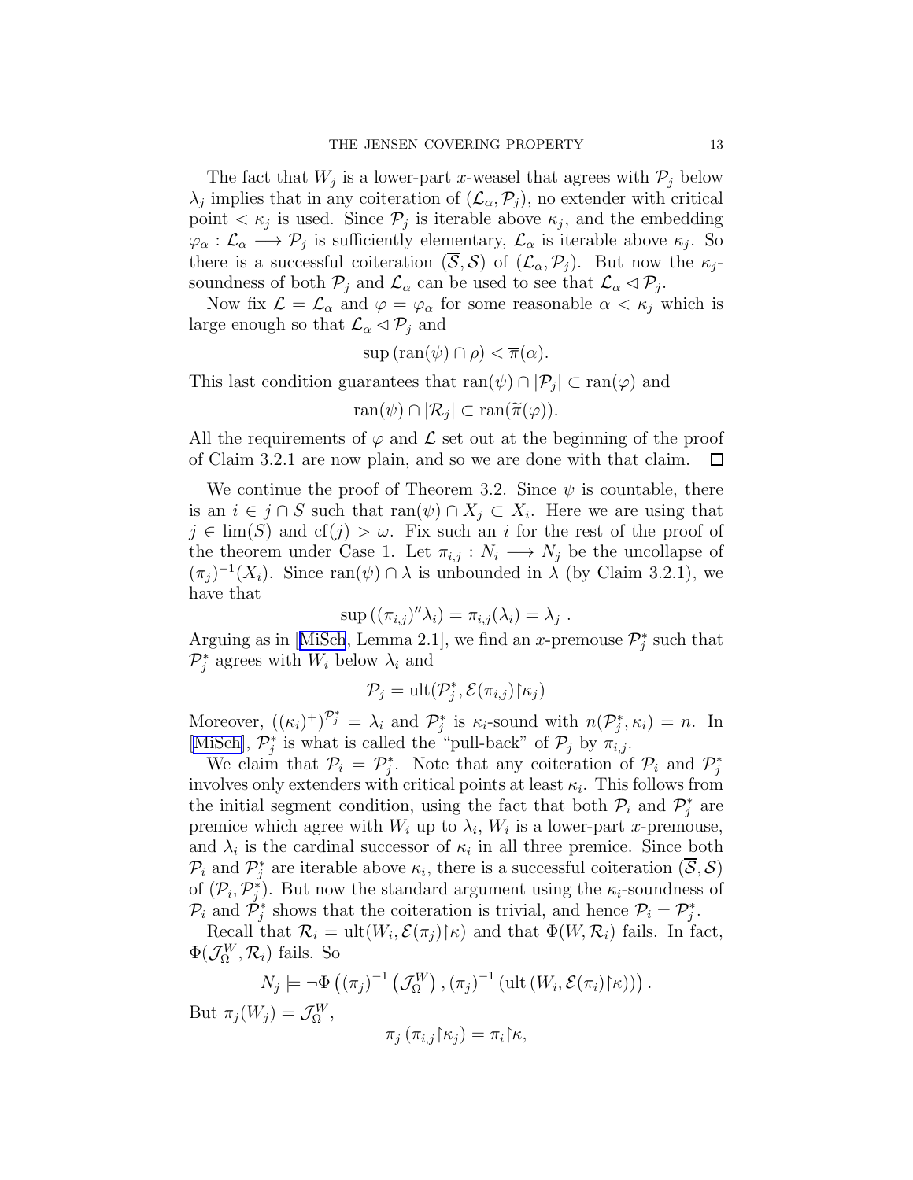The fact that $W_j$ is a lower-part $x$-weasel that agrees with $\mathcal{P}_j$ below $\lambda_j$ implies that in any coiteration of $(\mathcal{L}_\alpha, \mathcal{P}_j)$, no extender with critical point $< \kappa_j$ is used. Since $\mathcal{P}_j$ is iterable above $\kappa_j$, and the embedding $\varphi_\alpha : \mathcal{L}_\alpha \longrightarrow \mathcal{P}_j$ is sufficiently elementary, $\mathcal{L}_\alpha$ is iterable above $\kappa_j$. So there is a successful coiteration $(\overline{\mathcal{S}}, \mathcal{S})$ of $(\mathcal{L}_\alpha, \mathcal{P}_j)$. But now the $\kappa_j$-soundness of both $\mathcal{P}_j$ and $\mathcal{L}_\alpha$ can be used to see that $\mathcal{L}_\alpha \lhd \mathcal{P}_j$.

Now fix $\mathcal{L} = \mathcal{L}_\alpha$ and $\varphi = \varphi_\alpha$ for some reasonable $\alpha < \kappa_j$ which is large enough so that $\mathcal{L}_\alpha \lhd \mathcal{P}_j$ and

$$\sup\left(\operatorname{ran}(\psi) \cap \rho\right) < \overline{\pi}(\alpha).$$

This last condition guarantees that $\operatorname{ran}(\psi) \cap |\mathcal{P}_j| \subset \operatorname{ran}(\varphi)$ and

$$\operatorname{ran}(\psi) \cap |\mathcal{R}_j| \subset \operatorname{ran}(\widetilde{\pi}(\varphi)).$$

All the requirements of $\varphi$ and $\mathcal{L}$ set out at the beginning of the proof of Claim 3.2.1 are now plain, and so we are done with that claim. $\square$

We continue the proof of Theorem 3.2. Since $\psi$ is countable, there is an $i \in j \cap S$ such that $\operatorname{ran}(\psi) \cap X_j \subset X_i$. Here we are using that $j \in \lim(S)$ and $\operatorname{cf}(j) > \omega$. Fix such an $i$ for the rest of the proof of the theorem under Case 1. Let $\pi_{i,j} : N_i \longrightarrow N_j$ be the uncollapse of $(\pi_j)^{-1}(X_i)$. Since $\operatorname{ran}(\psi) \cap \lambda$ is unbounded in $\lambda$ (by Claim 3.2.1), we have that

$$\sup\left((\pi_{i,j})''\lambda_i\right) = \pi_{i,j}(\lambda_i) = \lambda_j\ .$$

Arguing as in [MiSch, Lemma 2.1], we find an $x$-premouse $\mathcal{P}_j^*$ such that $\mathcal{P}_j^*$ agrees with $W_i$ below $\lambda_i$ and

$$\mathcal{P}_j = \operatorname{ult}(\mathcal{P}_j^*, \mathcal{E}(\pi_{i,j})\restriction\kappa_j)$$

Moreover, $((\kappa_i)^+)^{\mathcal{P}_j^*} = \lambda_i$ and $\mathcal{P}_j^*$ is $\kappa_i$-sound with $n(\mathcal{P}_j^*, \kappa_i) = n$. In [MiSch], $\mathcal{P}_j^*$ is what is called the "pull-back" of $\mathcal{P}_j$ by $\pi_{i,j}$.

We claim that $\mathcal{P}_i = \mathcal{P}_j^*$. Note that any coiteration of $\mathcal{P}_i$ and $\mathcal{P}_j^*$ involves only extenders with critical points at least $\kappa_i$. This follows from the initial segment condition, using the fact that both $\mathcal{P}_i$ and $\mathcal{P}_j^*$ are premice which agree with $W_i$ up to $\lambda_i$, $W_i$ is a lower-part $x$-premouse, and $\lambda_i$ is the cardinal successor of $\kappa_i$ in all three premice. Since both $\mathcal{P}_i$ and $\mathcal{P}_j^*$ are iterable above $\kappa_i$, there is a successful coiteration $(\overline{\mathcal{S}}, \mathcal{S})$ of $(\mathcal{P}_i, \mathcal{P}_j^*)$. But now the standard argument using the $\kappa_i$-soundness of $\mathcal{P}_i$ and $\mathcal{P}_j^*$ shows that the coiteration is trivial, and hence $\mathcal{P}_i = \mathcal{P}_j^*$.

Recall that $\mathcal{R}_i = \operatorname{ult}(W_i, \mathcal{E}(\pi_j)\restriction\kappa)$ and that $\Phi(W, \mathcal{R}_i)$ fails. In fact, $\Phi(\mathcal{J}_\Omega^W, \mathcal{R}_i)$ fails. So

$$N_j \models \neg\Phi\left((\pi_j)^{-1}\left(\mathcal{J}_\Omega^W\right), (\pi_j)^{-1}\left(\operatorname{ult}\left(W_i, \mathcal{E}(\pi_i)\restriction\kappa\right)\right)\right).$$

But $\pi_j(W_j) = \mathcal{J}_\Omega^W$,

$$\pi_j\left(\pi_{i,j}\restriction\kappa_j\right) = \pi_i\restriction\kappa,$$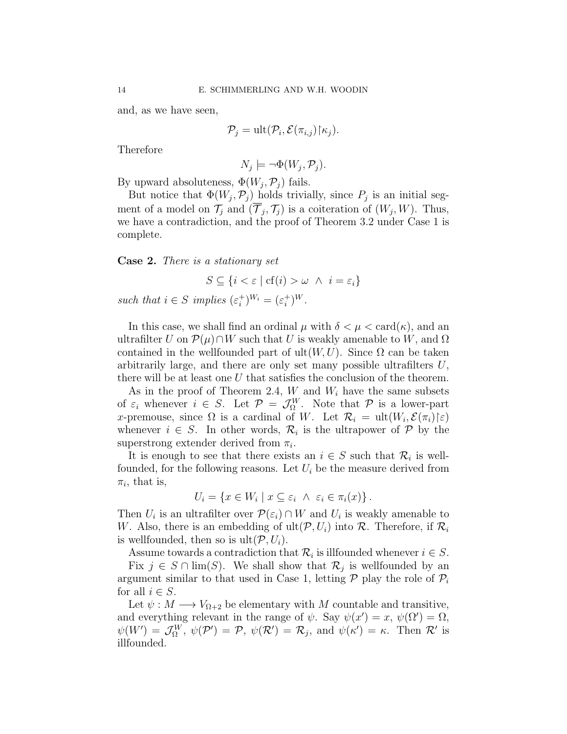and, as we have seen,

$$\mathcal{P}_j = \mathrm{ult}(\mathcal{P}_i, \mathcal{E}(\pi_{i,j})\restriction\kappa_j).$$

Therefore

$$N_j \models \neg\Phi(W_j, \mathcal{P}_j).$$

By upward absoluteness, $\Phi(W_j, \mathcal{P}_j)$ fails.

But notice that $\Phi(W_j, \mathcal{P}_j)$ holds trivially, since $P_j$ is an initial segment of a model on $\mathcal{T}_j$ and $(\overline{\mathcal{T}}_j, \mathcal{T}_j)$ is a coiteration of $(W_j, W)$. Thus, we have a contradiction, and the proof of Theorem 3.2 under Case 1 is complete.

**Case 2.** *There is a stationary set*

$$S \subseteq \{i < \varepsilon \mid \mathrm{cf}(i) > \omega \ \wedge \ i = \varepsilon_i\}$$

*such that $i \in S$ implies $(\varepsilon_i^+)^{W_i} = (\varepsilon_i^+)^W$.*

In this case, we shall find an ordinal $\mu$ with $\delta < \mu < \mathrm{card}(\kappa)$, and an ultrafilter $U$ on $\mathcal{P}(\mu) \cap W$ such that $U$ is weakly amenable to $W$, and $\Omega$ contained in the wellfounded part of $\mathrm{ult}(W, U)$. Since $\Omega$ can be taken arbitrarily large, and there are only set many possible ultrafilters $U$, there will be at least one $U$ that satisfies the conclusion of the theorem.

As in the proof of Theorem 2.4, $W$ and $W_i$ have the same subsets of $\varepsilon_i$ whenever $i \in S$. Let $\mathcal{P} = \mathcal{J}_\Omega^W$. Note that $\mathcal{P}$ is a lower-part $x$-premouse, since $\Omega$ is a cardinal of $W$. Let $\mathcal{R}_i = \mathrm{ult}(W_i, \mathcal{E}(\pi_i)\restriction\varepsilon)$ whenever $i \in S$. In other words, $\mathcal{R}_i$ is the ultrapower of $\mathcal{P}$ by the superstrong extender derived from $\pi_i$.

It is enough to see that there exists an $i \in S$ such that $\mathcal{R}_i$ is wellfounded, for the following reasons. Let $U_i$ be the measure derived from $\pi_i$, that is,

$$U_i = \{x \in W_i \mid x \subseteq \varepsilon_i \ \wedge \ \varepsilon_i \in \pi_i(x)\}.$$

Then $U_i$ is an ultrafilter over $\mathcal{P}(\varepsilon_i) \cap W$ and $U_i$ is weakly amenable to $W$. Also, there is an embedding of $\mathrm{ult}(\mathcal{P}, U_i)$ into $\mathcal{R}$. Therefore, if $\mathcal{R}_i$ is wellfounded, then so is $\mathrm{ult}(\mathcal{P}, U_i)$.

Assume towards a contradiction that $\mathcal{R}_i$ is illfounded whenever $i \in S$.

Fix $j \in S \cap \lim(S)$. We shall show that $\mathcal{R}_j$ is wellfounded by an argument similar to that used in Case 1, letting $\mathcal{P}$ play the role of $\mathcal{P}_i$ for all $i \in S$.

Let $\psi : M \longrightarrow V_{\Omega+2}$ be elementary with $M$ countable and transitive, and everything relevant in the range of $\psi$. Say $\psi(x') = x$, $\psi(\Omega') = \Omega$, $\psi(W') = \mathcal{J}_\Omega^W$, $\psi(\mathcal{P}') = \mathcal{P}$, $\psi(\mathcal{R}') = \mathcal{R}_j$, and $\psi(\kappa') = \kappa$. Then $\mathcal{R}'$ is illfounded.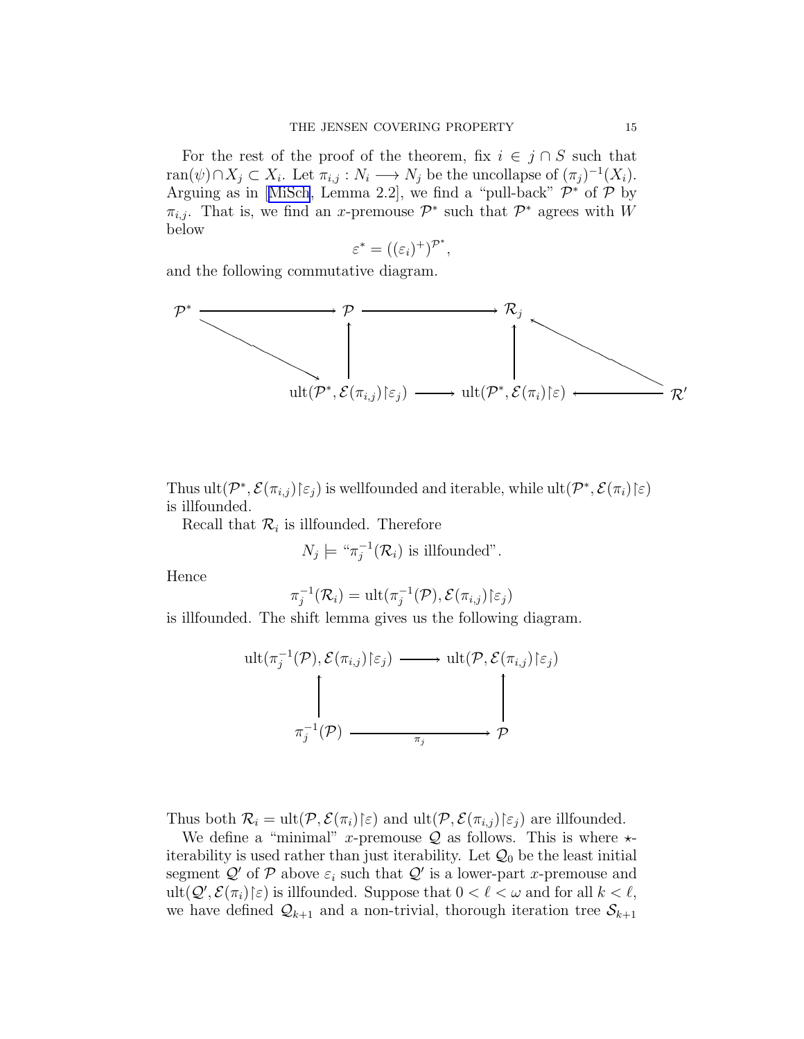For the rest of the proof of the theorem, fix $i \in j \cap S$ such that $\operatorname{ran}(\psi) \cap X_j \subset X_i$. Let $\pi_{i,j} : N_i \longrightarrow N_j$ be the uncollapse of $(\pi_j)^{-1}(X_i)$. Arguing as in [MiSch, Lemma 2.2], we find a "pull-back" $\mathcal{P}^*$ of $\mathcal{P}$ by $\pi_{i,j}$. That is, we find an $x$-premouse $\mathcal{P}^*$ such that $\mathcal{P}^*$ agrees with $W$ below

$$\varepsilon^* = ((\varepsilon_i)^+)^{\mathcal{P}^*},$$

and the following commutative diagram.

$$\begin{array}{ccccccc}
\mathcal{P}^* & \longrightarrow & \mathcal{P} & \longrightarrow & \mathcal{R}_j & & \\
& \searrow & \uparrow & & \uparrow & \nwarrow & \\
& & \operatorname{ult}(\mathcal{P}^*, \mathcal{E}(\pi_{i,j})\restriction\varepsilon_j) & \longrightarrow & \operatorname{ult}(\mathcal{P}^*, \mathcal{E}(\pi_i)\restriction\varepsilon) & \longleftarrow & \mathcal{R}'
\end{array}$$

Thus $\operatorname{ult}(\mathcal{P}^*, \mathcal{E}(\pi_{i,j})\restriction\varepsilon_j)$ is wellfounded and iterable, while $\operatorname{ult}(\mathcal{P}^*, \mathcal{E}(\pi_i)\restriction\varepsilon)$ is illfounded.

Recall that $\mathcal{R}_i$ is illfounded. Therefore

$$N_j \models \text{“}\pi_j^{-1}(\mathcal{R}_i) \text{ is illfounded”}.$$

Hence

$$\pi_j^{-1}(\mathcal{R}_i) = \operatorname{ult}(\pi_j^{-1}(\mathcal{P}), \mathcal{E}(\pi_{i,j})\restriction\varepsilon_j)$$

is illfounded. The shift lemma gives us the following diagram.

$$\begin{array}{ccc}
\operatorname{ult}(\pi_j^{-1}(\mathcal{P}), \mathcal{E}(\pi_{i,j})\restriction\varepsilon_j) & \longrightarrow & \operatorname{ult}(\mathcal{P}, \mathcal{E}(\pi_{i,j})\restriction\varepsilon_j) \\
\uparrow & & \uparrow \\
\pi_j^{-1}(\mathcal{P}) & \xrightarrow{\quad \pi_j \quad} & \mathcal{P}
\end{array}$$

Thus both $\mathcal{R}_i = \operatorname{ult}(\mathcal{P}, \mathcal{E}(\pi_i)\restriction\varepsilon)$ and $\operatorname{ult}(\mathcal{P}, \mathcal{E}(\pi_{i,j})\restriction\varepsilon_j)$ are illfounded.

We define a "minimal" $x$-premouse $\mathcal{Q}$ as follows. This is where $\star$-iterability is used rather than just iterability. Let $\mathcal{Q}_0$ be the least initial segment $\mathcal{Q}'$ of $\mathcal{P}$ above $\varepsilon_i$ such that $\mathcal{Q}'$ is a lower-part $x$-premouse and $\operatorname{ult}(\mathcal{Q}', \mathcal{E}(\pi_i)\restriction\varepsilon)$ is illfounded. Suppose that $0 < \ell < \omega$ and for all $k < \ell$, we have defined $\mathcal{Q}_{k+1}$ and a non-trivial, thorough iteration tree $\mathcal{S}_{k+1}$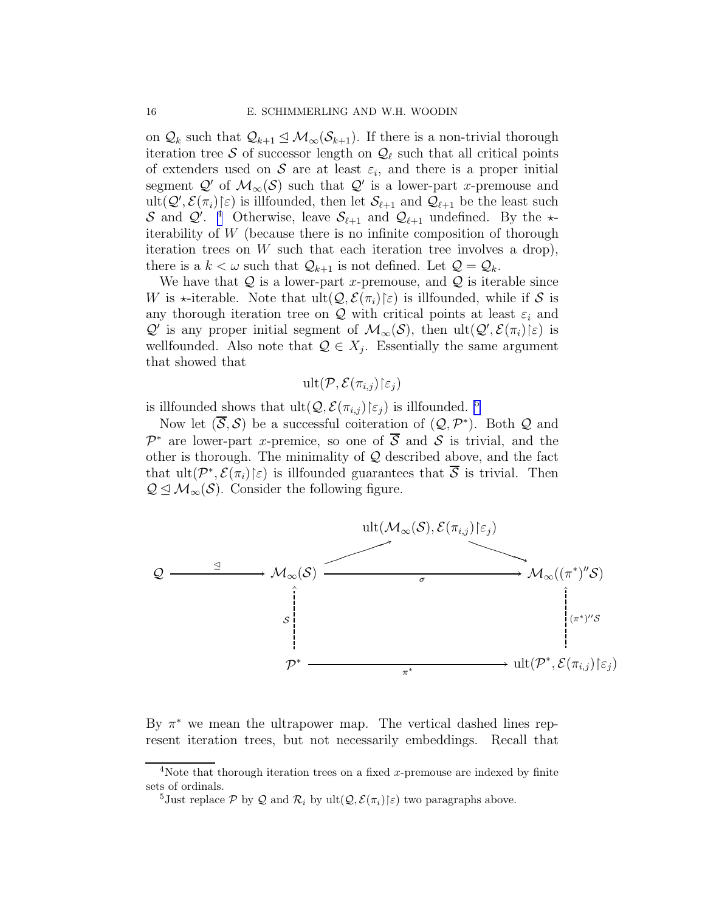on $\mathcal{Q}_k$ such that $\mathcal{Q}_{k+1} \trianglelefteq \mathcal{M}_\infty(\mathcal{S}_{k+1})$. If there is a non-trivial thorough iteration tree $\mathcal{S}$ of successor length on $\mathcal{Q}_\ell$ such that all critical points of extenders used on $\mathcal{S}$ are at least $\varepsilon_i$, and there is a proper initial segment $\mathcal{Q}'$ of $\mathcal{M}_\infty(\mathcal{S})$ such that $\mathcal{Q}'$ is a lower-part $x$-premouse and $\mathrm{ult}(\mathcal{Q}', \mathcal{E}(\pi_i)\restriction\varepsilon)$ is illfounded, then let $\mathcal{S}_{\ell+1}$ and $\mathcal{Q}_{\ell+1}$ be the least such $\mathcal{S}$ and $\mathcal{Q}'$. [4] Otherwise, leave $\mathcal{S}_{\ell+1}$ and $\mathcal{Q}_{\ell+1}$ undefined. By the $\star$-iterability of $W$ (because there is no infinite composition of thorough iteration trees on $W$ such that each iteration tree involves a drop), there is a $k < \omega$ such that $\mathcal{Q}_{k+1}$ is not defined. Let $\mathcal{Q} = \mathcal{Q}_k$.

We have that $\mathcal{Q}$ is a lower-part $x$-premouse, and $\mathcal{Q}$ is iterable since $W$ is $\star$-iterable. Note that $\mathrm{ult}(\mathcal{Q}, \mathcal{E}(\pi_i)\restriction\varepsilon)$ is illfounded, while if $\mathcal{S}$ is any thorough iteration tree on $\mathcal{Q}$ with critical points at least $\varepsilon_i$ and $\mathcal{Q}'$ is any proper initial segment of $\mathcal{M}_\infty(\mathcal{S})$, then $\mathrm{ult}(\mathcal{Q}', \mathcal{E}(\pi_i)\restriction\varepsilon)$ is wellfounded. Also note that $\mathcal{Q} \in X_j$. Essentially the same argument that showed that

$$\mathrm{ult}(\mathcal{P}, \mathcal{E}(\pi_{i,j})\restriction\varepsilon_j)$$

is illfounded shows that $\mathrm{ult}(\mathcal{Q}, \mathcal{E}(\pi_{i,j})\restriction\varepsilon_j)$ is illfounded. [5]

Now let $(\overline{\mathcal{S}}, \mathcal{S})$ be a successful coiteration of $(\mathcal{Q}, \mathcal{P}^*)$. Both $\mathcal{Q}$ and $\mathcal{P}^*$ are lower-part $x$-premice, so one of $\overline{\mathcal{S}}$ and $\mathcal{S}$ is trivial, and the other is thorough. The minimality of $\mathcal{Q}$ described above, and the fact that $\mathrm{ult}(\mathcal{P}^*, \mathcal{E}(\pi_i)\restriction\varepsilon)$ is illfounded guarantees that $\overline{\mathcal{S}}$ is trivial. Then $\mathcal{Q} \trianglelefteq \mathcal{M}_\infty(\mathcal{S})$. Consider the following figure.

$$\begin{array}{ccccc}
 & & \mathrm{ult}(\mathcal{M}_\infty(\mathcal{S}), \mathcal{E}(\pi_{i,j})\restriction\varepsilon_j) & & \\
 & \nearrow & & \searrow & \\
\mathcal{Q} \xrightarrow{\ \trianglelefteq\ } & \mathcal{M}_\infty(\mathcal{S}) & \xrightarrow{\qquad\quad \sigma \quad\qquad} & & \mathcal{M}_\infty((\pi^*)''\mathcal{S}) \\
 & \uparrow \mathcal{S} & & & \uparrow (\pi^*)''\mathcal{S} \\
 & \mathcal{P}^* & \xrightarrow{\qquad\quad \pi^* \quad\qquad} & & \mathrm{ult}(\mathcal{P}^*, \mathcal{E}(\pi_{i,j})\restriction\varepsilon_j)
\end{array}$$

By $\pi^*$ we mean the ultrapower map. The vertical dashed lines represent iteration trees, but not necessarily embeddings. Recall that

---

[4] Note that thorough iteration trees on a fixed $x$-premouse are indexed by finite sets of ordinals.

[5] Just replace $\mathcal{P}$ by $\mathcal{Q}$ and $\mathcal{R}_i$ by $\mathrm{ult}(\mathcal{Q}, \mathcal{E}(\pi_i)\restriction\varepsilon)$ two paragraphs above.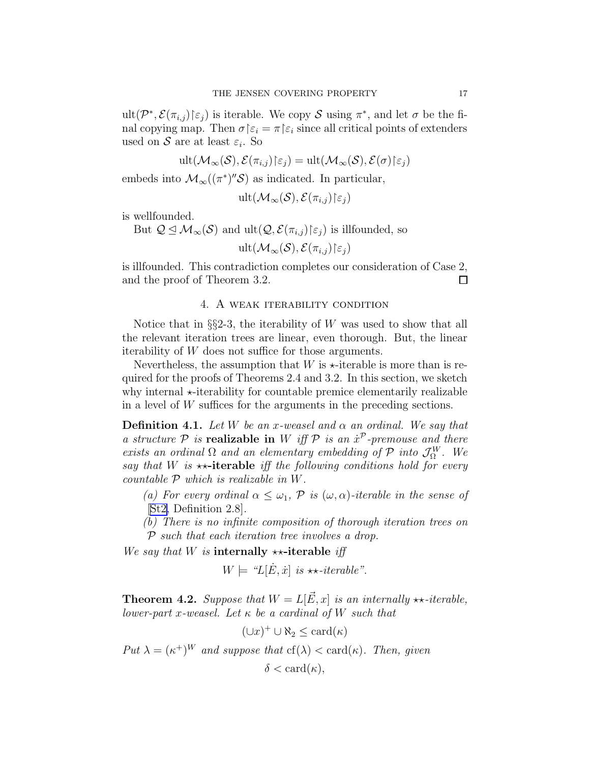$\mathrm{ult}(\mathcal{P}^*, \mathcal{E}(\pi_{i,j})\restriction\varepsilon_j)$ is iterable. We copy $\mathcal{S}$ using $\pi^*$, and let $\sigma$ be the final copying map. Then $\sigma\restriction\varepsilon_i = \pi\restriction\varepsilon_i$ since all critical points of extenders used on $\mathcal{S}$ are at least $\varepsilon_i$. So

$$\mathrm{ult}(\mathcal{M}_\infty(\mathcal{S}), \mathcal{E}(\pi_{i,j})\restriction\varepsilon_j) = \mathrm{ult}(\mathcal{M}_\infty(\mathcal{S}), \mathcal{E}(\sigma)\restriction\varepsilon_j)$$

embeds into $\mathcal{M}_\infty((\pi^*)''\mathcal{S})$ as indicated. In particular,

$$\mathrm{ult}(\mathcal{M}_\infty(\mathcal{S}), \mathcal{E}(\pi_{i,j})\restriction\varepsilon_j)$$

is wellfounded.

But $\mathcal{Q} \trianglelefteq \mathcal{M}_\infty(\mathcal{S})$ and $\mathrm{ult}(\mathcal{Q}, \mathcal{E}(\pi_{i,j})\restriction\varepsilon_j)$ is illfounded, so

$$\mathrm{ult}(\mathcal{M}_\infty(\mathcal{S}), \mathcal{E}(\pi_{i,j})\restriction\varepsilon_j)$$

is illfounded. This contradiction completes our consideration of Case 2, and the proof of Theorem 3.2. $\square$

## 4. A weak iterability condition

Notice that in §§2-3, the iterability of $W$ was used to show that all the relevant iteration trees are linear, even thorough. But, the linear iterability of $W$ does not suffice for those arguments.

Nevertheless, the assumption that $W$ is $\star$-iterable is more than is required for the proofs of Theorems 2.4 and 3.2. In this section, we sketch why internal $\star$-iterability for countable premice elementarily realizable in a level of $W$ suffices for the arguments in the preceding sections.

**Definition 4.1.** *Let $W$ be an $x$-weasel and $\alpha$ an ordinal. We say that a structure $\mathcal{P}$ is* **realizable in** $W$ *iff $\mathcal{P}$ is an $\dot{x}^{\mathcal{P}}$-premouse and there exists an ordinal $\Omega$ and an elementary embedding of $\mathcal{P}$ into $\mathcal{J}^W_\Omega$. We say that $W$ is* $\star\star$**-iterable** *iff the following conditions hold for every countable $\mathcal{P}$ which is realizable in $W$.*

*(a) For every ordinal $\alpha \leq \omega_1$, $\mathcal{P}$ is $(\omega, \alpha)$-iterable in the sense of* [St2, Definition 2.8].

*(b) There is no infinite composition of thorough iteration trees on $\mathcal{P}$ such that each iteration tree involves a drop.*

*We say that $W$ is* **internally** $\star\star$**-iterable** *iff*

$$W \models \text{“}L[\dot{E}, \dot{x}] \text{ is } \star\star\text{-iterable”}.$$

**Theorem 4.2.** *Suppose that $W = L[\vec{E}, x]$ is an internally $\star\star$-iterable, lower-part $x$-weasel. Let $\kappa$ be a cardinal of $W$ such that*

$$(\cup x)^+ \cup \aleph_2 \leq \mathrm{card}(\kappa)$$

*Put $\lambda = (\kappa^+)^W$ and suppose that $\mathrm{cf}(\lambda) < \mathrm{card}(\kappa)$. Then, given*

$$\delta < \mathrm{card}(\kappa),$$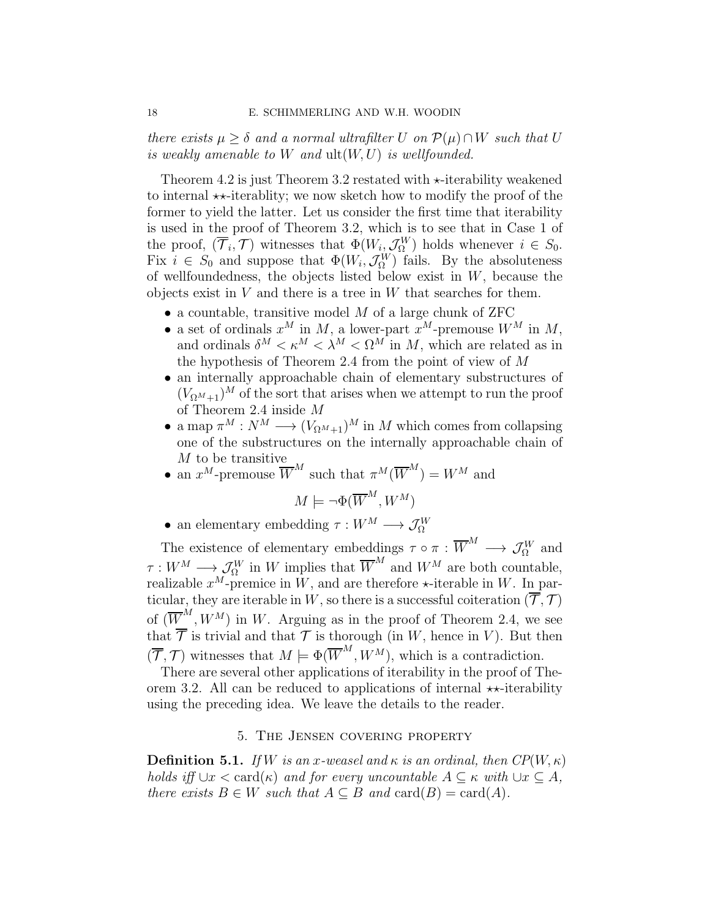*there exists $\mu \geq \delta$ and a normal ultrafilter $U$ on $\mathcal{P}(\mu) \cap W$ such that $U$ is weakly amenable to $W$ and $\mathrm{ult}(W, U)$ is wellfounded.*

Theorem 4.2 is just Theorem 3.2 restated with $\star$-iterability weakened to internal $\star\star$-iterablity; we now sketch how to modify the proof of the former to yield the latter. Let us consider the first time that iterability is used in the proof of Theorem 3.2, which is to see that in Case 1 of the proof, $(\overline{\mathcal{T}}_i, \mathcal{T})$ witnesses that $\Phi(W_i, \mathcal{J}^W_\Omega)$ holds whenever $i \in S_0$. Fix $i \in S_0$ and suppose that $\Phi(W_i, \mathcal{J}^W_\Omega)$ fails. By the absoluteness of wellfoundedness, the objects listed below exist in $W$, because the objects exist in $V$ and there is a tree in $W$ that searches for them.

- a countable, transitive model $M$ of a large chunk of ZFC
- a set of ordinals $x^M$ in $M$, a lower-part $x^M$-premouse $W^M$ in $M$, and ordinals $\delta^M < \kappa^M < \lambda^M < \Omega^M$ in $M$, which are related as in the hypothesis of Theorem 2.4 from the point of view of $M$
- an internally approachable chain of elementary substructures of $(V_{\Omega^M+1})^M$ of the sort that arises when we attempt to run the proof of Theorem 2.4 inside $M$
- a map $\pi^M : N^M \longrightarrow (V_{\Omega^M+1})^M$ in $M$ which comes from collapsing one of the substructures on the internally approachable chain of $M$ to be transitive
- an $x^M$-premouse $\overline{W}^M$ such that $\pi^M(\overline{W}^M) = W^M$ and
$$M \models \neg\Phi(\overline{W}^M, W^M)$$
- an elementary embedding $\tau : W^M \longrightarrow \mathcal{J}^W_\Omega$

The existence of elementary embeddings $\tau \circ \pi : \overline{W}^M \longrightarrow \mathcal{J}^W_\Omega$ and $\tau : W^M \longrightarrow \mathcal{J}^W_\Omega$ in $W$ implies that $\overline{W}^M$ and $W^M$ are both countable, realizable $x^M$-premice in $W$, and are therefore $\star$-iterable in $W$. In particular, they are iterable in $W$, so there is a successful coiteration $(\overline{\mathcal{T}}, \mathcal{T})$ of $(\overline{W}^M, W^M)$ in $W$. Arguing as in the proof of Theorem 2.4, we see that $\overline{\mathcal{T}}$ is trivial and that $\mathcal{T}$ is thorough (in $W$, hence in $V$). But then $(\overline{\mathcal{T}}, \mathcal{T})$ witnesses that $M \models \Phi(\overline{W}^M, W^M)$, which is a contradiction.

There are several other applications of iterability in the proof of Theorem 3.2. All can be reduced to applications of internal $\star\star$-iterability using the preceding idea. We leave the details to the reader.

## 5. The Jensen covering property

**Definition 5.1.** *If $W$ is an $x$-weasel and $\kappa$ is an ordinal, then $CP(W, \kappa)$ holds iff $\cup x < \mathrm{card}(\kappa)$ and for every uncountable $A \subseteq \kappa$ with $\cup x \subseteq A$, there exists $B \in W$ such that $A \subseteq B$ and $\mathrm{card}(B) = \mathrm{card}(A)$.*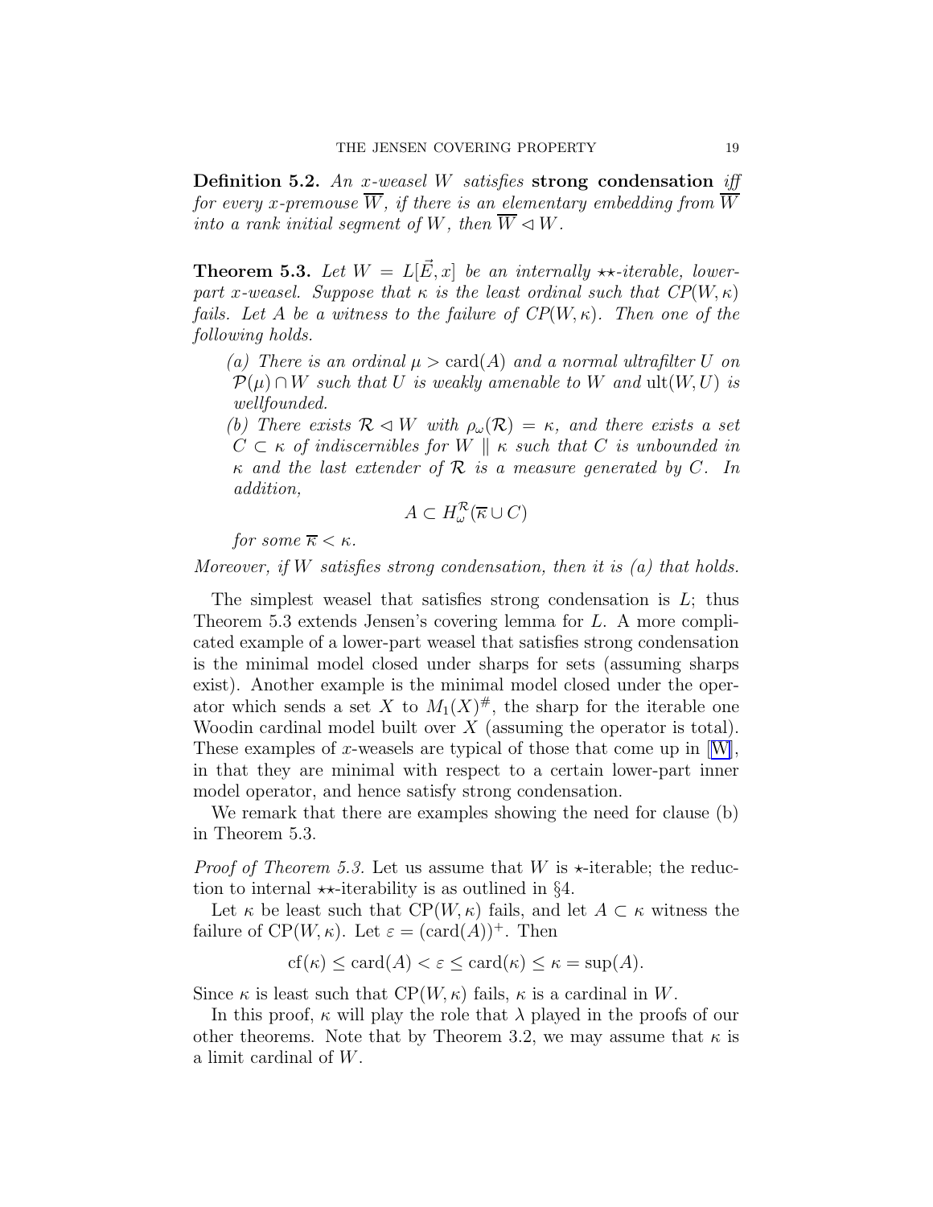**Definition 5.2.** *An $x$-weasel $W$ satisfies* **strong condensation** *iff for every $x$-premouse $\overline{W}$, if there is an elementary embedding from $\overline{W}$ into a rank initial segment of $W$, then $\overline{W} \lhd W$.*

**Theorem 5.3.** *Let $W = L[\vec{E}, x]$ be an internally $\star\star$-iterable, lower-part $x$-weasel. Suppose that $\kappa$ is the least ordinal such that $CP(W, \kappa)$ fails. Let $A$ be a witness to the failure of $CP(W, \kappa)$. Then one of the following holds.*

*(a) There is an ordinal $\mu > \operatorname{card}(A)$ and a normal ultrafilter $U$ on $\mathcal{P}(\mu) \cap W$ such that $U$ is weakly amenable to $W$ and $\operatorname{ult}(W, U)$ is wellfounded.*

*(b) There exists $\mathcal{R} \lhd W$ with $\rho_\omega(\mathcal{R}) = \kappa$, and there exists a set $C \subset \kappa$ of indiscernibles for $W \parallel \kappa$ such that $C$ is unbounded in $\kappa$ and the last extender of $\mathcal{R}$ is a measure generated by $C$. In addition,*

$$A \subset H^{\mathcal{R}}_\omega(\overline{\kappa} \cup C)$$

*for some $\overline{\kappa} < \kappa$.*

*Moreover, if $W$ satisfies strong condensation, then it is (a) that holds.*

The simplest weasel that satisfies strong condensation is $L$; thus Theorem 5.3 extends Jensen's covering lemma for $L$. A more complicated example of a lower-part weasel that satisfies strong condensation is the minimal model closed under sharps for sets (assuming sharps exist). Another example is the minimal model closed under the operator which sends a set $X$ to $M_1(X)^\#$, the sharp for the iterable one Woodin cardinal model built over $X$ (assuming the operator is total). These examples of $x$-weasels are typical of those that come up in [W], in that they are minimal with respect to a certain lower-part inner model operator, and hence satisfy strong condensation.

We remark that there are examples showing the need for clause (b) in Theorem 5.3.

*Proof of Theorem 5.3.* Let us assume that $W$ is $\star$-iterable; the reduction to internal $\star\star$-iterability is as outlined in §4.

Let $\kappa$ be least such that $\mathrm{CP}(W, \kappa)$ fails, and let $A \subset \kappa$ witness the failure of $\mathrm{CP}(W, \kappa)$. Let $\varepsilon = (\operatorname{card}(A))^+$. Then

$$\operatorname{cf}(\kappa) \leq \operatorname{card}(A) < \varepsilon \leq \operatorname{card}(\kappa) \leq \kappa = \sup(A).$$

Since $\kappa$ is least such that $\mathrm{CP}(W, \kappa)$ fails, $\kappa$ is a cardinal in $W$.

In this proof, $\kappa$ will play the role that $\lambda$ played in the proofs of our other theorems. Note that by Theorem 3.2, we may assume that $\kappa$ is a limit cardinal of $W$.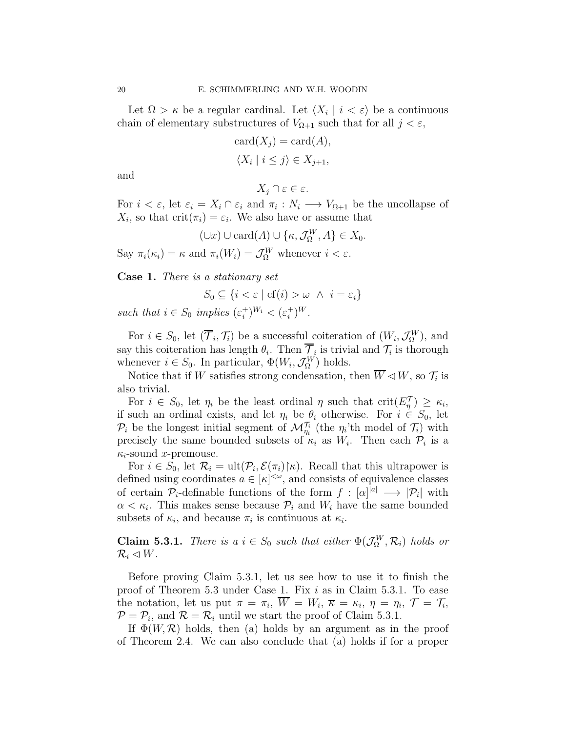Let $\Omega > \kappa$ be a regular cardinal. Let $\langle X_i \mid i < \varepsilon \rangle$ be a continuous chain of elementary substructures of $V_{\Omega+1}$ such that for all $j < \varepsilon$,

$$\operatorname{card}(X_j) = \operatorname{card}(A),$$

$$\langle X_i \mid i \leq j \rangle \in X_{j+1},$$

and

$$X_j \cap \varepsilon \in \varepsilon.$$

For $i < \varepsilon$, let $\varepsilon_i = X_i \cap \varepsilon_i$ and $\pi_i : N_i \longrightarrow V_{\Omega+1}$ be the uncollapse of $X_i$, so that $\operatorname{crit}(\pi_i) = \varepsilon_i$. We also have or assume that

$$(\cup x) \cup \operatorname{card}(A) \cup \{\kappa, \mathcal{J}_\Omega^W, A\} \in X_0.$$

Say $\pi_i(\kappa_i) = \kappa$ and $\pi_i(W_i) = \mathcal{J}_\Omega^W$ whenever $i < \varepsilon$.

**Case 1.** *There is a stationary set*

$$S_0 \subseteq \{i < \varepsilon \mid \operatorname{cf}(i) > \omega \ \wedge \ i = \varepsilon_i\}$$

*such that* $i \in S_0$ *implies* $(\varepsilon_i^+)^{W_i} < (\varepsilon_i^+)^W$.

For $i \in S_0$, let $(\overline{\mathcal{T}}_i, \mathcal{T}_i)$ be a successful coiteration of $(W_i, \mathcal{J}_\Omega^W)$, and say this coiteration has length $\theta_i$. Then $\overline{\mathcal{T}}_i$ is trivial and $\mathcal{T}_i$ is thorough whenever $i \in S_0$. In particular, $\Phi(W_i, \mathcal{J}_\Omega^W)$ holds.

Notice that if $W$ satisfies strong condensation, then $\overline{W} \lhd W$, so $\mathcal{T}_i$ is also trivial.

For $i \in S_0$, let $\eta_i$ be the least ordinal $\eta$ such that $\operatorname{crit}(E_\eta^{\mathcal{T}}) \geq \kappa_i$, if such an ordinal exists, and let $\eta_i$ be $\theta_i$ otherwise. For $i \in S_0$, let $\mathcal{P}_i$ be the longest initial segment of $\mathcal{M}_{\eta_i}^{\mathcal{T}_i}$ (the $\eta_i$'th model of $\mathcal{T}_i$) with precisely the same bounded subsets of $\kappa_i$ as $W_i$. Then each $\mathcal{P}_i$ is a $\kappa_i$-sound $x$-premouse.

For $i \in S_0$, let $\mathcal{R}_i = \operatorname{ult}(\mathcal{P}_i, \mathcal{E}(\pi_i)\restriction\kappa)$. Recall that this ultrapower is defined using coordinates $a \in [\kappa]^{<\omega}$, and consists of equivalence classes of certain $\mathcal{P}_i$-definable functions of the form $f : [\alpha]^{|a|} \longrightarrow |\mathcal{P}_i|$ with $\alpha < \kappa_i$. This makes sense because $\mathcal{P}_i$ and $W_i$ have the same bounded subsets of $\kappa_i$, and because $\pi_i$ is continuous at $\kappa_i$.

**Claim 5.3.1.** *There is a* $i \in S_0$ *such that either* $\Phi(\mathcal{J}_\Omega^W, \mathcal{R}_i)$ *holds or* $\mathcal{R}_i \lhd W$.

Before proving Claim 5.3.1, let us see how to use it to finish the proof of Theorem 5.3 under Case 1. Fix $i$ as in Claim 5.3.1. To ease the notation, let us put $\pi = \pi_i$, $\overline{W} = W_i$, $\overline{\kappa} = \kappa_i$, $\eta = \eta_i$, $\mathcal{T} = \mathcal{T}_i$, $\mathcal{P} = \mathcal{P}_i$, and $\mathcal{R} = \mathcal{R}_i$ until we start the proof of Claim 5.3.1.

If $\Phi(W, \mathcal{R})$ holds, then (a) holds by an argument as in the proof of Theorem 2.4. We can also conclude that (a) holds if for a proper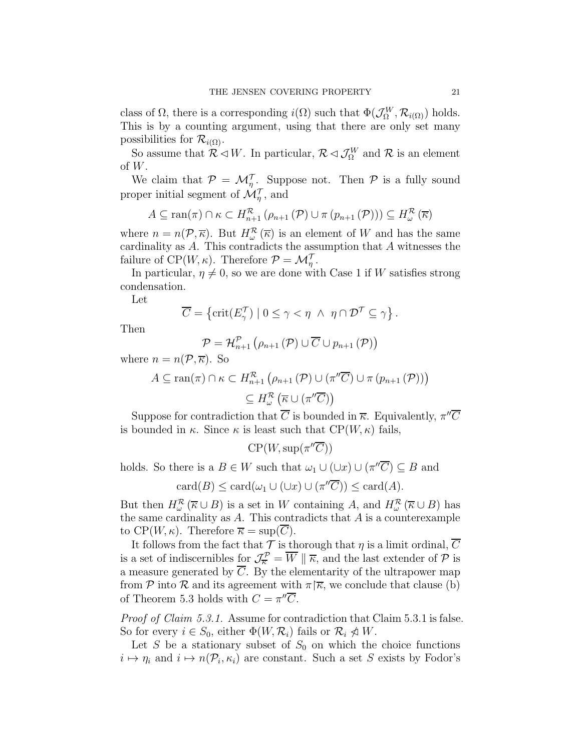class of $\Omega$, there is a corresponding $i(\Omega)$ such that $\Phi(\mathcal{J}_\Omega^W, \mathcal{R}_{i(\Omega)})$ holds. This is by a counting argument, using that there are only set many possibilities for $\mathcal{R}_{i(\Omega)}$.

So assume that $\mathcal{R} \lhd W$. In particular, $\mathcal{R} \lhd \mathcal{J}_\Omega^W$ and $\mathcal{R}$ is an element of $W$.

We claim that $\mathcal{P} = \mathcal{M}_\eta^\mathcal{T}$. Suppose not. Then $\mathcal{P}$ is a fully sound proper initial segment of $\mathcal{M}_\eta^\mathcal{T}$, and

$$A \subseteq \operatorname{ran}(\pi) \cap \kappa \subset H_{n+1}^\mathcal{R}\left(\rho_{n+1}\left(\mathcal{P}\right) \cup \pi\left(p_{n+1}\left(\mathcal{P}\right)\right)\right) \subseteq H_\omega^\mathcal{R}\left(\overline{\kappa}\right)$$

where $n = n(\mathcal{P}, \overline{\kappa})$. But $H_\omega^\mathcal{R}\left(\overline{\kappa}\right)$ is an element of $W$ and has the same cardinality as $A$. This contradicts the assumption that $A$ witnesses the failure of $\mathrm{CP}(W, \kappa)$. Therefore $\mathcal{P} = \mathcal{M}_\eta^\mathcal{T}$.

In particular, $\eta \neq 0$, so we are done with Case 1 if $W$ satisfies strong condensation.

Let

$$\overline{C} = \left\{\operatorname{crit}(E_\gamma^\mathcal{T}) \mid 0 \leq \gamma < \eta \ \wedge \ \eta \cap \mathcal{D}^\mathcal{T} \subseteq \gamma\right\}.$$

Then

$$\mathcal{P} = \mathcal{H}_{n+1}^\mathcal{P}\left(\rho_{n+1}\left(\mathcal{P}\right) \cup \overline{C} \cup p_{n+1}\left(\mathcal{P}\right)\right)$$

where $n = n(\mathcal{P}, \overline{\kappa})$. So

$$\begin{aligned} A \subseteq \operatorname{ran}(\pi) \cap \kappa &\subset H_{n+1}^\mathcal{R}\left(\rho_{n+1}\left(\mathcal{P}\right) \cup (\pi''\overline{C}) \cup \pi\left(p_{n+1}\left(\mathcal{P}\right)\right)\right) \\ &\subseteq H_\omega^\mathcal{R}\left(\overline{\kappa} \cup (\pi''\overline{C})\right) \end{aligned}$$

Suppose for contradiction that $\overline{C}$ is bounded in $\overline{\kappa}$. Equivalently, $\pi''\overline{C}$ is bounded in $\kappa$. Since $\kappa$ is least such that $\mathrm{CP}(W, \kappa)$ fails,

$$\mathrm{CP}(W, \sup(\pi''\overline{C}))$$

holds. So there is a $B \in W$ such that $\omega_1 \cup (\cup x) \cup (\pi''\overline{C}) \subseteq B$ and

$$\operatorname{card}(B) \leq \operatorname{card}(\omega_1 \cup (\cup x) \cup (\pi''\overline{C})) \leq \operatorname{card}(A).$$

But then $H_\omega^\mathcal{R}\left(\overline{\kappa} \cup B\right)$ is a set in $W$ containing $A$, and $H_\omega^\mathcal{R}\left(\overline{\kappa} \cup B\right)$ has the same cardinality as $A$. This contradicts that $A$ is a counterexample to $\mathrm{CP}(W, \kappa)$. Therefore $\overline{\kappa} = \sup(\overline{C})$.

It follows from the fact that $\mathcal{T}$ is thorough that $\eta$ is a limit ordinal, $\overline{C}$ is a set of indiscernibles for $\mathcal{J}_{\overline{\kappa}}^\mathcal{P} = \overline{W} \parallel \overline{\kappa}$, and the last extender of $\mathcal{P}$ is a measure generated by $\overline{C}$. By the elementarity of the ultrapower map from $\mathcal{P}$ into $\mathcal{R}$ and its agreement with $\pi|\overline{\kappa}$, we conclude that clause (b) of Theorem 5.3 holds with $C = \pi''\overline{C}$.

*Proof of Claim 5.3.1.* Assume for contradiction that Claim 5.3.1 is false. So for every $i \in S_0$, either $\Phi(W, \mathcal{R}_i)$ fails or $\mathcal{R}_i \not\lhd W$.

Let $S$ be a stationary subset of $S_0$ on which the choice functions $i \mapsto \eta_i$ and $i \mapsto n(\mathcal{P}_i, \kappa_i)$ are constant. Such a set $S$ exists by Fodor's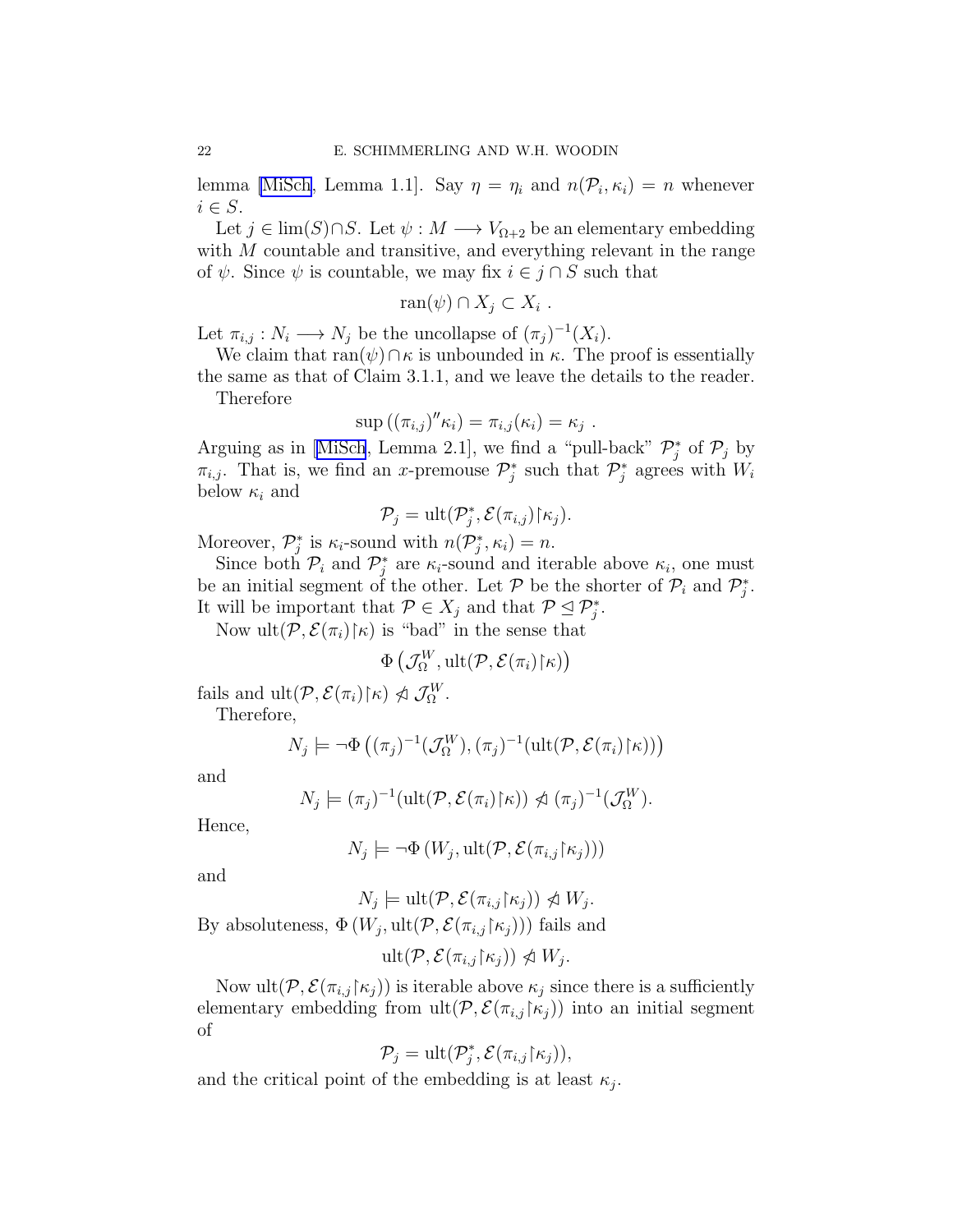lemma [MiSch, Lemma 1.1]. Say $\eta = \eta_i$ and $n(\mathcal{P}_i, \kappa_i) = n$ whenever $i \in S$.

Let $j \in \lim(S) \cap S$. Let $\psi : M \longrightarrow V_{\Omega+2}$ be an elementary embedding with $M$ countable and transitive, and everything relevant in the range of $\psi$. Since $\psi$ is countable, we may fix $i \in j \cap S$ such that

$$\operatorname{ran}(\psi) \cap X_j \subset X_i \ .$$

Let $\pi_{i,j} : N_i \longrightarrow N_j$ be the uncollapse of $(\pi_j)^{-1}(X_i)$.

We claim that $\operatorname{ran}(\psi) \cap \kappa$ is unbounded in $\kappa$. The proof is essentially the same as that of Claim 3.1.1, and we leave the details to the reader.

Therefore

$$\sup \left( (\pi_{i,j})'' \kappa_i \right) = \pi_{i,j}(\kappa_i) = \kappa_j \ .$$

Arguing as in [MiSch, Lemma 2.1], we find a "pull-back" $\mathcal{P}_j^*$ of $\mathcal{P}_j$ by $\pi_{i,j}$. That is, we find an $x$-premouse $\mathcal{P}_j^*$ such that $\mathcal{P}_j^*$ agrees with $W_i$ below $\kappa_i$ and

$$\mathcal{P}_j = \operatorname{ult}(\mathcal{P}_j^*, \mathcal{E}(\pi_{i,j}) \restriction \kappa_j).$$

Moreover, $\mathcal{P}_j^*$ is $\kappa_i$-sound with $n(\mathcal{P}_j^*, \kappa_i) = n$.

Since both $\mathcal{P}_i$ and $\mathcal{P}_j^*$ are $\kappa_i$-sound and iterable above $\kappa_i$, one must be an initial segment of the other. Let $\mathcal{P}$ be the shorter of $\mathcal{P}_i$ and $\mathcal{P}_j^*$. It will be important that $\mathcal{P} \in X_j$ and that $\mathcal{P} \trianglelefteq \mathcal{P}_j^*$.

Now $\operatorname{ult}(\mathcal{P}, \mathcal{E}(\pi_i) \restriction \kappa)$ is "bad" in the sense that

$$\Phi \left( \mathcal{J}_\Omega^W, \operatorname{ult}(\mathcal{P}, \mathcal{E}(\pi_i) \restriction \kappa) \right)$$

fails and $\operatorname{ult}(\mathcal{P}, \mathcal{E}(\pi_i) \restriction \kappa) \ntrianglelefteq \mathcal{J}_\Omega^W$.

Therefore,

$$N_j \models \neg \Phi \left( (\pi_j)^{-1}(\mathcal{J}_\Omega^W), (\pi_j)^{-1}(\operatorname{ult}(\mathcal{P}, \mathcal{E}(\pi_i) \restriction \kappa)) \right)$$

and

$$N_j \models (\pi_j)^{-1}(\operatorname{ult}(\mathcal{P}, \mathcal{E}(\pi_i) \restriction \kappa)) \ntrianglelefteq (\pi_j)^{-1}(\mathcal{J}_\Omega^W).$$

Hence,

$$N_j \models \neg \Phi \left( W_j, \operatorname{ult}(\mathcal{P}, \mathcal{E}(\pi_{i,j} \restriction \kappa_j)) \right)$$

and

$$N_j \models \operatorname{ult}(\mathcal{P}, \mathcal{E}(\pi_{i,j} \restriction \kappa_j)) \ntrianglelefteq W_j.$$

By absoluteness, $\Phi \left( W_j, \operatorname{ult}(\mathcal{P}, \mathcal{E}(\pi_{i,j} \restriction \kappa_j)) \right)$ fails and

$$\operatorname{ult}(\mathcal{P}, \mathcal{E}(\pi_{i,j} \restriction \kappa_j)) \ntrianglelefteq W_j.$$

Now $\operatorname{ult}(\mathcal{P}, \mathcal{E}(\pi_{i,j} \restriction \kappa_j))$ is iterable above $\kappa_j$ since there is a sufficiently elementary embedding from $\operatorname{ult}(\mathcal{P}, \mathcal{E}(\pi_{i,j} \restriction \kappa_j))$ into an initial segment of

$$\mathcal{P}_j = \operatorname{ult}(\mathcal{P}_j^*, \mathcal{E}(\pi_{i,j} \restriction \kappa_j)),$$

and the critical point of the embedding is at least $\kappa_j$.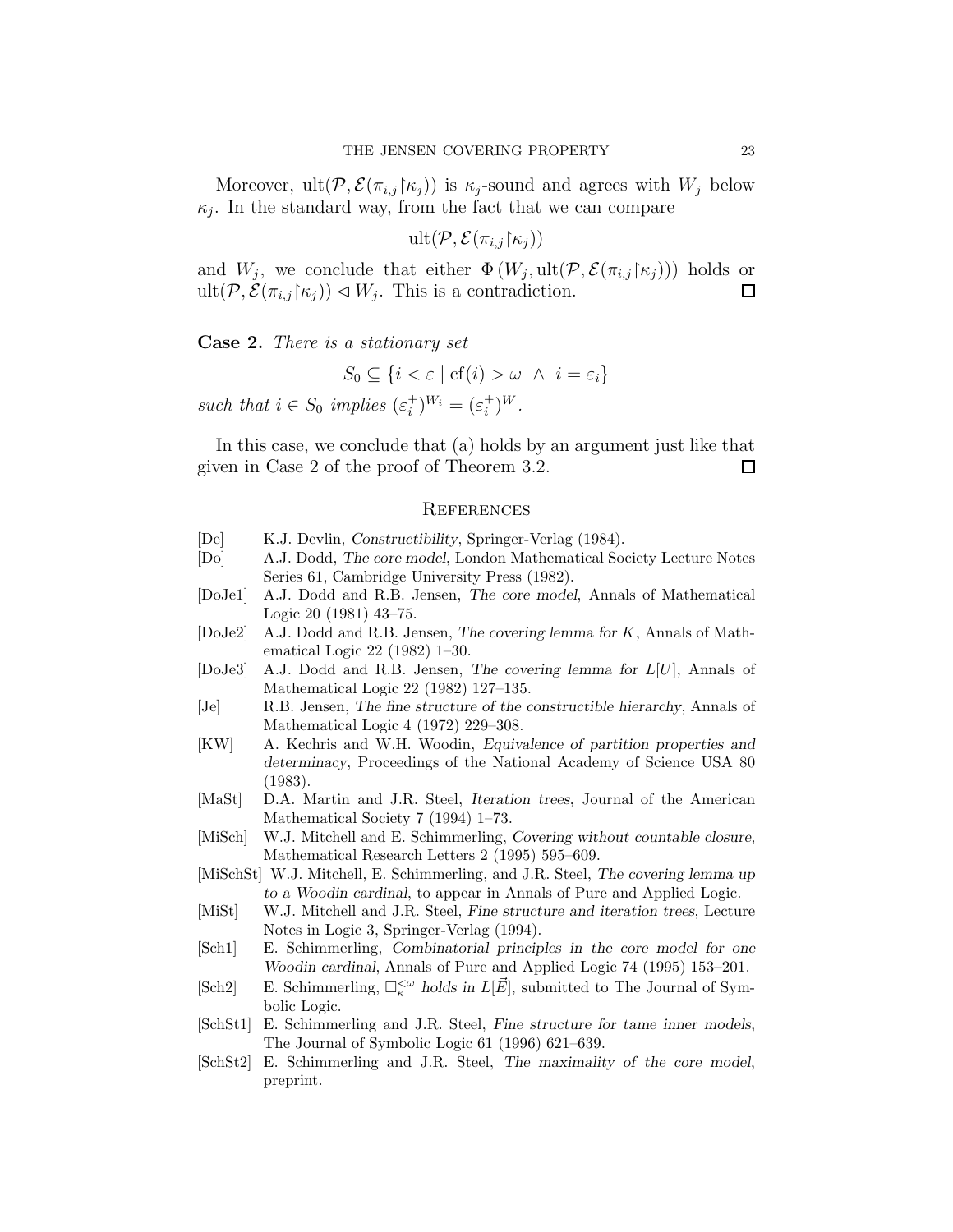Moreover, $\mathrm{ult}(\mathcal{P}, \mathcal{E}(\pi_{i,j} \restriction \kappa_j))$ is $\kappa_j$-sound and agrees with $W_j$ below $\kappa_j$. In the standard way, from the fact that we can compare

$$\mathrm{ult}(\mathcal{P}, \mathcal{E}(\pi_{i,j} \restriction \kappa_j))$$

and $W_j$, we conclude that either $\Phi\,(W_j, \mathrm{ult}(\mathcal{P}, \mathcal{E}(\pi_{i,j} \restriction \kappa_j)))$ holds or $\mathrm{ult}(\mathcal{P}, \mathcal{E}(\pi_{i,j} \restriction \kappa_j)) \lhd W_j$. This is a contradiction. $\square$

**Case 2.** *There is a stationary set*

$$S_0 \subseteq \{i < \varepsilon \mid \mathrm{cf}(i) > \omega \ \wedge \ i = \varepsilon_i\}$$

*such that $i \in S_0$ implies $(\varepsilon_i^+)^{W_i} = (\varepsilon_i^+)^W$.*

In this case, we conclude that (a) holds by an argument just like that given in Case 2 of the proof of Theorem 3.2. $\square$

## References

[De] K.J. Devlin, *Constructibility*, Springer-Verlag (1984).

[Do] A.J. Dodd, *The core model*, London Mathematical Society Lecture Notes Series 61, Cambridge University Press (1982).

[DoJe1] A.J. Dodd and R.B. Jensen, *The core model*, Annals of Mathematical Logic 20 (1981) 43–75.

[DoJe2] A.J. Dodd and R.B. Jensen, *The covering lemma for K*, Annals of Mathematical Logic 22 (1982) 1–30.

[DoJe3] A.J. Dodd and R.B. Jensen, *The covering lemma for $L[U]$*, Annals of Mathematical Logic 22 (1982) 127–135.

[Je] R.B. Jensen, *The fine structure of the constructible hierarchy*, Annals of Mathematical Logic 4 (1972) 229–308.

[KW] A. Kechris and W.H. Woodin, *Equivalence of partition properties and determinacy*, Proceedings of the National Academy of Science USA 80 (1983).

[MaSt] D.A. Martin and J.R. Steel, *Iteration trees*, Journal of the American Mathematical Society 7 (1994) 1–73.

[MiSch] W.J. Mitchell and E. Schimmerling, *Covering without countable closure*, Mathematical Research Letters 2 (1995) 595–609.

[MiSchSt] W.J. Mitchell, E. Schimmerling, and J.R. Steel, *The covering lemma up to a Woodin cardinal*, to appear in Annals of Pure and Applied Logic.

[MiSt] W.J. Mitchell and J.R. Steel, *Fine structure and iteration trees*, Lecture Notes in Logic 3, Springer-Verlag (1994).

[Sch1] E. Schimmerling, *Combinatorial principles in the core model for one Woodin cardinal*, Annals of Pure and Applied Logic 74 (1995) 153–201.

[Sch2] E. Schimmerling, *$\square_\kappa^{<\omega}$ holds in $L[\vec{E}]$*, submitted to The Journal of Symbolic Logic.

[SchSt1] E. Schimmerling and J.R. Steel, *Fine structure for tame inner models*, The Journal of Symbolic Logic 61 (1996) 621–639.

[SchSt2] E. Schimmerling and J.R. Steel, *The maximality of the core model*, preprint.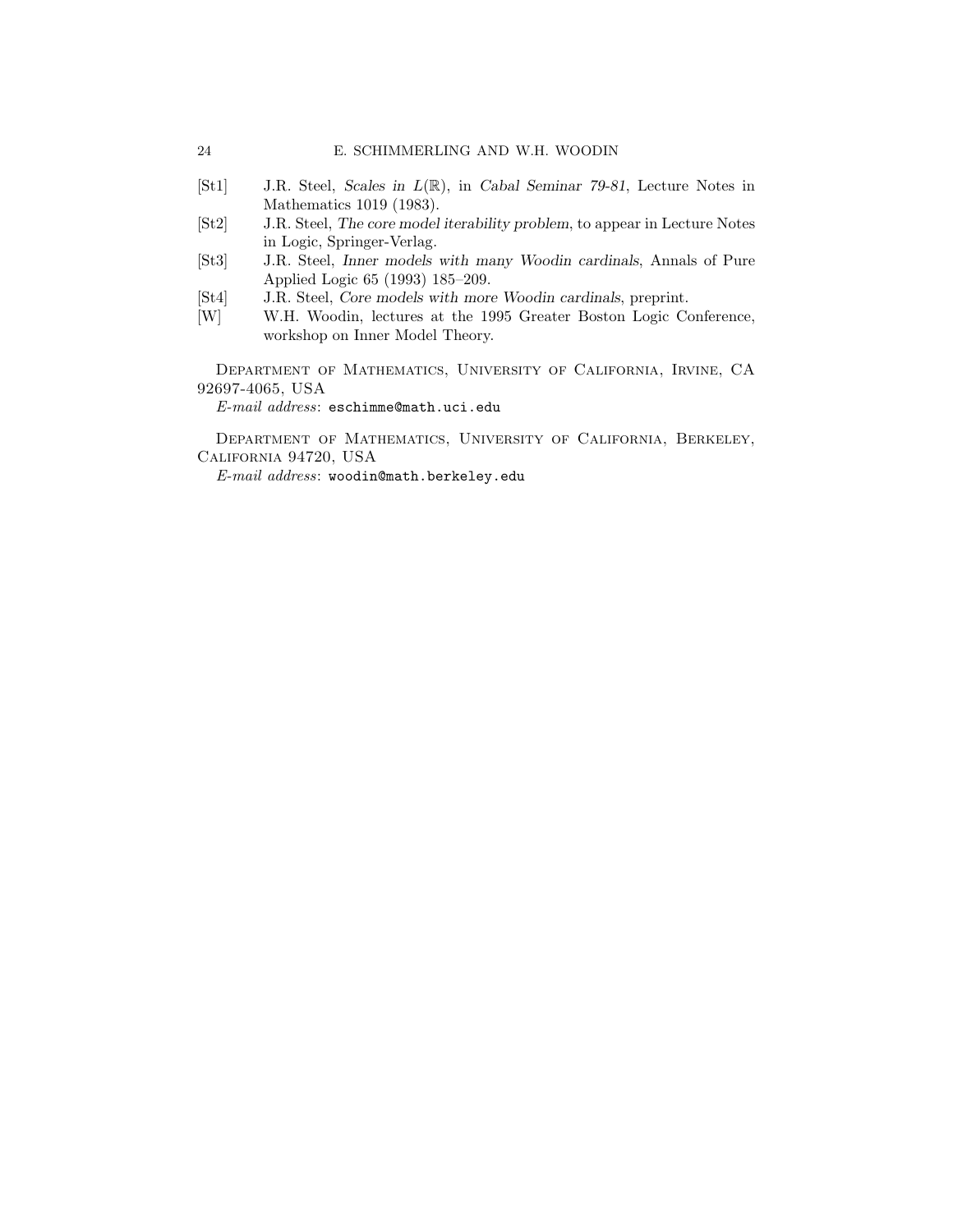[St1] J.R. Steel, *Scales in $L(\mathbb{R})$*, in *Cabal Seminar 79-81*, Lecture Notes in Mathematics 1019 (1983).

[St2] J.R. Steel, *The core model iterability problem*, to appear in Lecture Notes in Logic, Springer-Verlag.

[St3] J.R. Steel, *Inner models with many Woodin cardinals*, Annals of Pure Applied Logic 65 (1993) 185–209.

[St4] J.R. Steel, *Core models with more Woodin cardinals*, preprint.

[W] W.H. Woodin, lectures at the 1995 Greater Boston Logic Conference, workshop on Inner Model Theory.

Department of Mathematics, University of California, Irvine, CA 92697-4065, USA

*E-mail address*: `eschimme@math.uci.edu`

Department of Mathematics, University of California, Berkeley, California 94720, USA

*E-mail address*: `woodin@math.berkeley.edu`